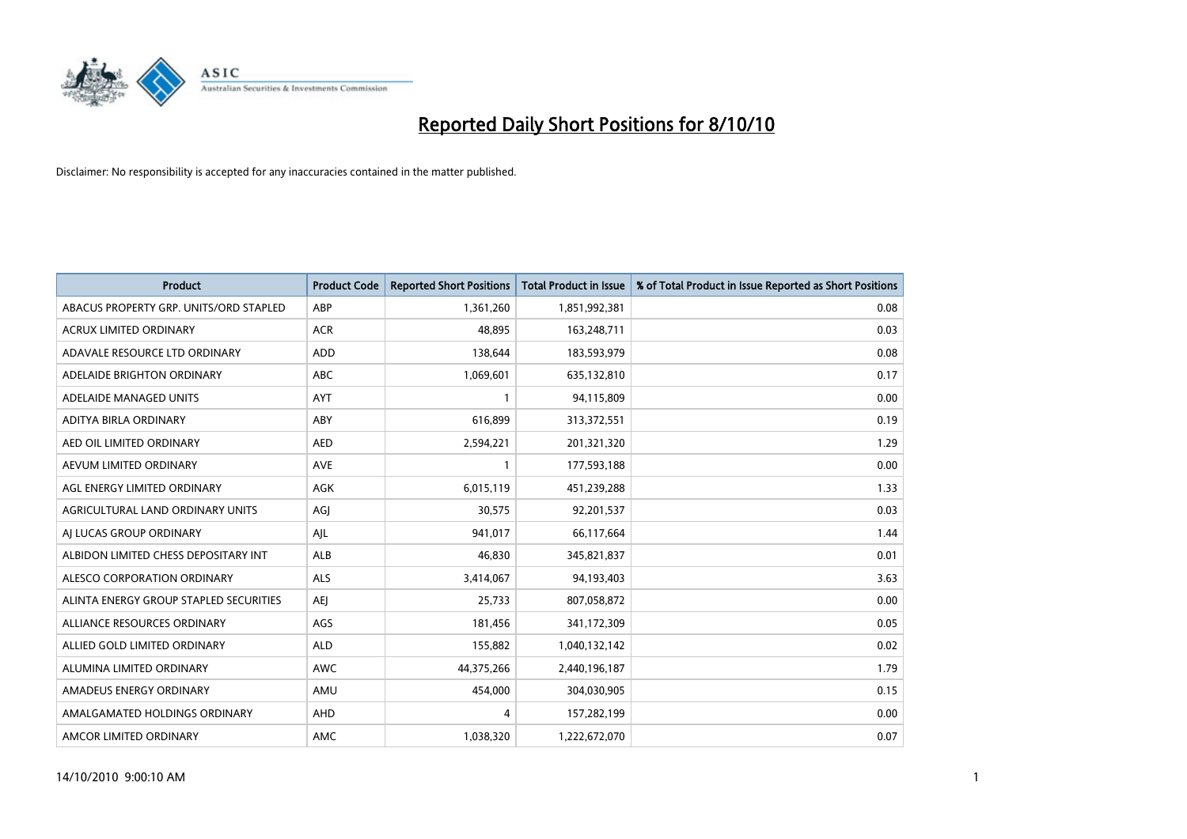# Reported Daily Short Positions for 8/10/10

Disclaimer: No responsibility is accepted for any inaccuracies contained in the matter published.

| Product | Product Code | Reported Short Positions | Total Product in Issue | % of Total Product in Issue Reported as Short Positions |
|---|---|---|---|---|
| ABACUS PROPERTY GRP. UNITS/ORD STAPLED | ABP | 1,361,260 | 1,851,992,381 | 0.08 |
| ACRUX LIMITED ORDINARY | ACR | 48,895 | 163,248,711 | 0.03 |
| ADAVALE RESOURCE LTD ORDINARY | ADD | 138,644 | 183,593,979 | 0.08 |
| ADELAIDE BRIGHTON ORDINARY | ABC | 1,069,601 | 635,132,810 | 0.17 |
| ADELAIDE MANAGED UNITS | AYT | 1 | 94,115,809 | 0.00 |
| ADITYA BIRLA ORDINARY | ABY | 616,899 | 313,372,551 | 0.19 |
| AED OIL LIMITED ORDINARY | AED | 2,594,221 | 201,321,320 | 1.29 |
| AEVUM LIMITED ORDINARY | AVE | 1 | 177,593,188 | 0.00 |
| AGL ENERGY LIMITED ORDINARY | AGK | 6,015,119 | 451,239,288 | 1.33 |
| AGRICULTURAL LAND ORDINARY UNITS | AGJ | 30,575 | 92,201,537 | 0.03 |
| AJ LUCAS GROUP ORDINARY | AJL | 941,017 | 66,117,664 | 1.44 |
| ALBIDON LIMITED CHESS DEPOSITARY INT | ALB | 46,830 | 345,821,837 | 0.01 |
| ALESCO CORPORATION ORDINARY | ALS | 3,414,067 | 94,193,403 | 3.63 |
| ALINTA ENERGY GROUP STAPLED SECURITIES | AEJ | 25,733 | 807,058,872 | 0.00 |
| ALLIANCE RESOURCES ORDINARY | AGS | 181,456 | 341,172,309 | 0.05 |
| ALLIED GOLD LIMITED ORDINARY | ALD | 155,882 | 1,040,132,142 | 0.02 |
| ALUMINA LIMITED ORDINARY | AWC | 44,375,266 | 2,440,196,187 | 1.79 |
| AMADEUS ENERGY ORDINARY | AMU | 454,000 | 304,030,905 | 0.15 |
| AMALGAMATED HOLDINGS ORDINARY | AHD | 4 | 157,282,199 | 0.00 |
| AMCOR LIMITED ORDINARY | AMC | 1,038,320 | 1,222,672,070 | 0.07 |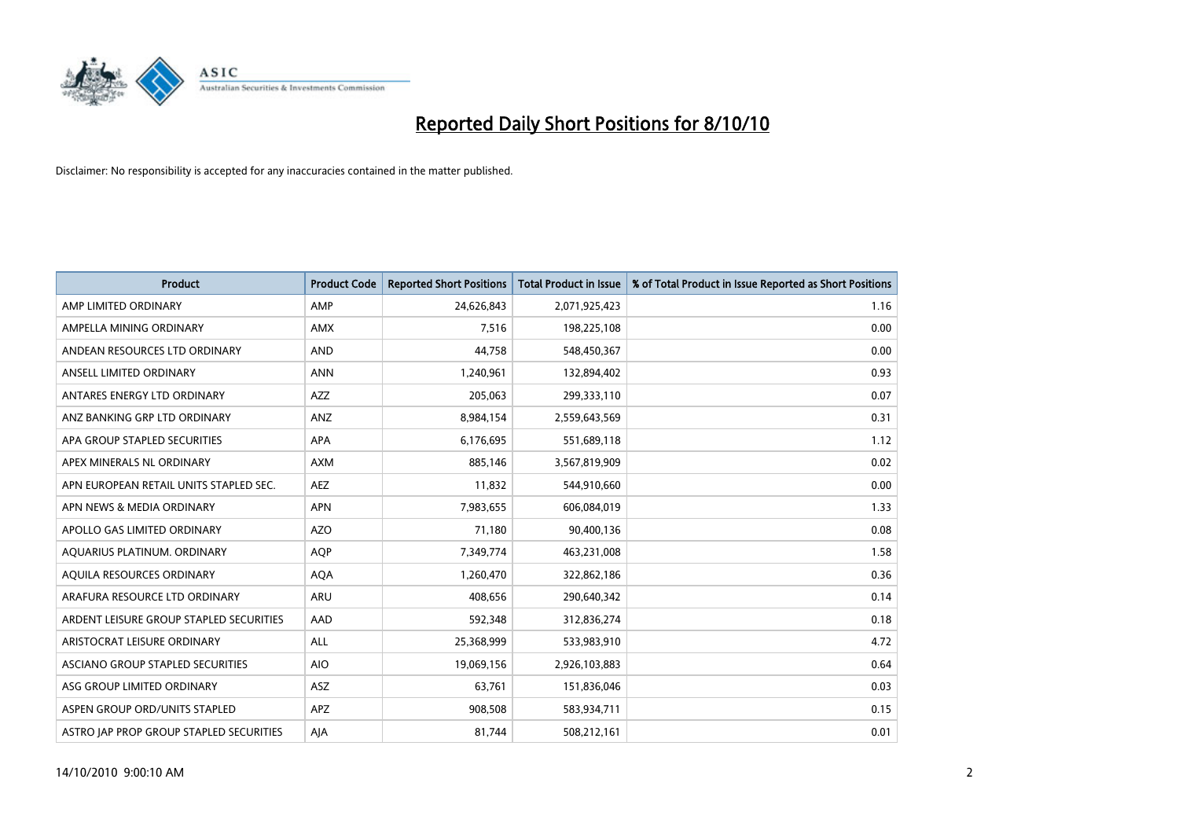# Reported Daily Short Positions for 8/10/10

Disclaimer: No responsibility is accepted for any inaccuracies contained in the matter published.

| Product | Product Code | Reported Short Positions | Total Product in Issue | % of Total Product in Issue Reported as Short Positions |
|---|---|---|---|---|
| AMP LIMITED ORDINARY | AMP | 24,626,843 | 2,071,925,423 | 1.16 |
| AMPELLA MINING ORDINARY | AMX | 7,516 | 198,225,108 | 0.00 |
| ANDEAN RESOURCES LTD ORDINARY | AND | 44,758 | 548,450,367 | 0.00 |
| ANSELL LIMITED ORDINARY | ANN | 1,240,961 | 132,894,402 | 0.93 |
| ANTARES ENERGY LTD ORDINARY | AZZ | 205,063 | 299,333,110 | 0.07 |
| ANZ BANKING GRP LTD ORDINARY | ANZ | 8,984,154 | 2,559,643,569 | 0.31 |
| APA GROUP STAPLED SECURITIES | APA | 6,176,695 | 551,689,118 | 1.12 |
| APEX MINERALS NL ORDINARY | AXM | 885,146 | 3,567,819,909 | 0.02 |
| APN EUROPEAN RETAIL UNITS STAPLED SEC. | AEZ | 11,832 | 544,910,660 | 0.00 |
| APN NEWS & MEDIA ORDINARY | APN | 7,983,655 | 606,084,019 | 1.33 |
| APOLLO GAS LIMITED ORDINARY | AZO | 71,180 | 90,400,136 | 0.08 |
| AQUARIUS PLATINUM. ORDINARY | AQP | 7,349,774 | 463,231,008 | 1.58 |
| AQUILA RESOURCES ORDINARY | AQA | 1,260,470 | 322,862,186 | 0.36 |
| ARAFURA RESOURCE LTD ORDINARY | ARU | 408,656 | 290,640,342 | 0.14 |
| ARDENT LEISURE GROUP STAPLED SECURITIES | AAD | 592,348 | 312,836,274 | 0.18 |
| ARISTOCRAT LEISURE ORDINARY | ALL | 25,368,999 | 533,983,910 | 4.72 |
| ASCIANO GROUP STAPLED SECURITIES | AIO | 19,069,156 | 2,926,103,883 | 0.64 |
| ASG GROUP LIMITED ORDINARY | ASZ | 63,761 | 151,836,046 | 0.03 |
| ASPEN GROUP ORD/UNITS STAPLED | APZ | 908,508 | 583,934,711 | 0.15 |
| ASTRO JAP PROP GROUP STAPLED SECURITIES | AJA | 81,744 | 508,212,161 | 0.01 |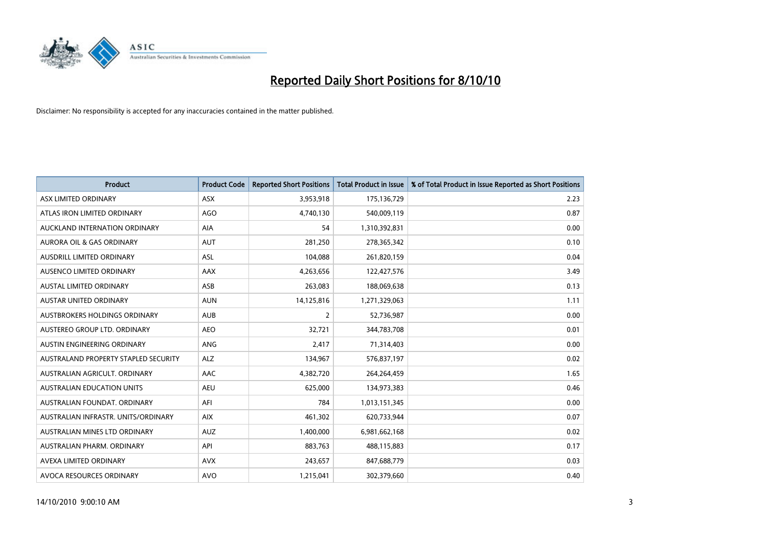# Reported Daily Short Positions for 8/10/10

Disclaimer: No responsibility is accepted for any inaccuracies contained in the matter published.

| Product | Product Code | Reported Short Positions | Total Product in Issue | % of Total Product in Issue Reported as Short Positions |
|---|---|---|---|---|
| ASX LIMITED ORDINARY | ASX | 3,953,918 | 175,136,729 | 2.23 |
| ATLAS IRON LIMITED ORDINARY | AGO | 4,740,130 | 540,009,119 | 0.87 |
| AUCKLAND INTERNATION ORDINARY | AIA | 54 | 1,310,392,831 | 0.00 |
| AURORA OIL & GAS ORDINARY | AUT | 281,250 | 278,365,342 | 0.10 |
| AUSDRILL LIMITED ORDINARY | ASL | 104,088 | 261,820,159 | 0.04 |
| AUSENCO LIMITED ORDINARY | AAX | 4,263,656 | 122,427,576 | 3.49 |
| AUSTAL LIMITED ORDINARY | ASB | 263,083 | 188,069,638 | 0.13 |
| AUSTAR UNITED ORDINARY | AUN | 14,125,816 | 1,271,329,063 | 1.11 |
| AUSTBROKERS HOLDINGS ORDINARY | AUB | 2 | 52,736,987 | 0.00 |
| AUSTEREO GROUP LTD. ORDINARY | AEO | 32,721 | 344,783,708 | 0.01 |
| AUSTIN ENGINEERING ORDINARY | ANG | 2,417 | 71,314,403 | 0.00 |
| AUSTRALAND PROPERTY STAPLED SECURITY | ALZ | 134,967 | 576,837,197 | 0.02 |
| AUSTRALIAN AGRICULT. ORDINARY | AAC | 4,382,720 | 264,264,459 | 1.65 |
| AUSTRALIAN EDUCATION UNITS | AEU | 625,000 | 134,973,383 | 0.46 |
| AUSTRALIAN FOUNDAT. ORDINARY | AFI | 784 | 1,013,151,345 | 0.00 |
| AUSTRALIAN INFRASTR. UNITS/ORDINARY | AIX | 461,302 | 620,733,944 | 0.07 |
| AUSTRALIAN MINES LTD ORDINARY | AUZ | 1,400,000 | 6,981,662,168 | 0.02 |
| AUSTRALIAN PHARM. ORDINARY | API | 883,763 | 488,115,883 | 0.17 |
| AVEXA LIMITED ORDINARY | AVX | 243,657 | 847,688,779 | 0.03 |
| AVOCA RESOURCES ORDINARY | AVO | 1,215,041 | 302,379,660 | 0.40 |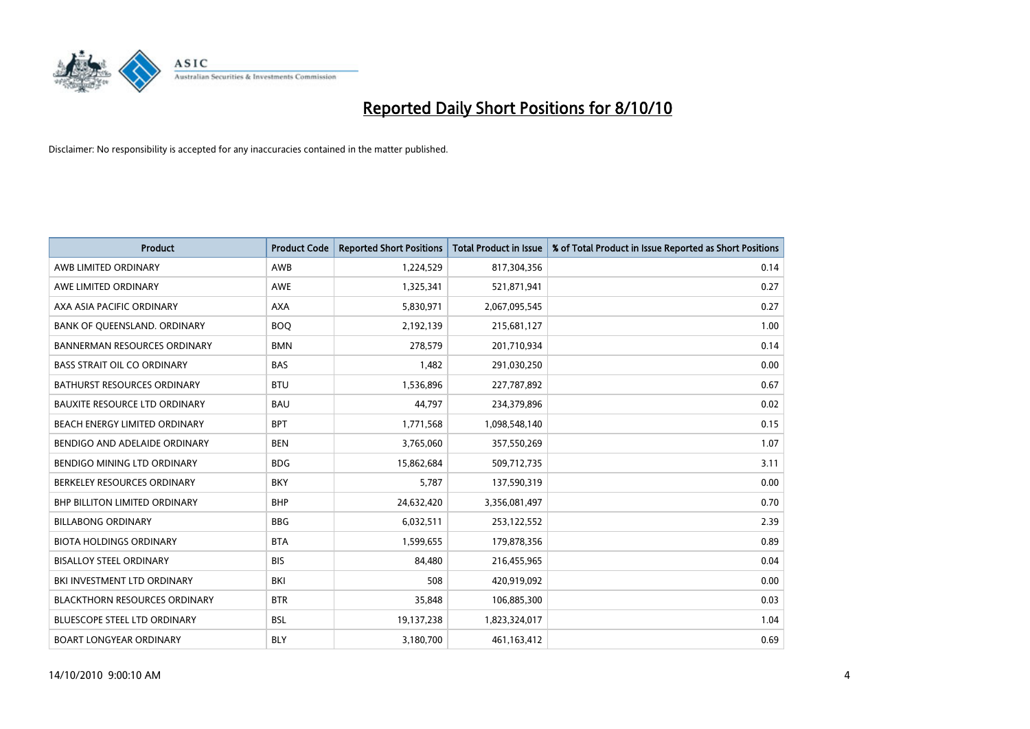# Reported Daily Short Positions for 8/10/10

Disclaimer: No responsibility is accepted for any inaccuracies contained in the matter published.

| Product | Product Code | Reported Short Positions | Total Product in Issue | % of Total Product in Issue Reported as Short Positions |
|---|---|---|---|---|
| AWB LIMITED ORDINARY | AWB | 1,224,529 | 817,304,356 | 0.14 |
| AWE LIMITED ORDINARY | AWE | 1,325,341 | 521,871,941 | 0.27 |
| AXA ASIA PACIFIC ORDINARY | AXA | 5,830,971 | 2,067,095,545 | 0.27 |
| BANK OF QUEENSLAND. ORDINARY | BOQ | 2,192,139 | 215,681,127 | 1.00 |
| BANNERMAN RESOURCES ORDINARY | BMN | 278,579 | 201,710,934 | 0.14 |
| BASS STRAIT OIL CO ORDINARY | BAS | 1,482 | 291,030,250 | 0.00 |
| BATHURST RESOURCES ORDINARY | BTU | 1,536,896 | 227,787,892 | 0.67 |
| BAUXITE RESOURCE LTD ORDINARY | BAU | 44,797 | 234,379,896 | 0.02 |
| BEACH ENERGY LIMITED ORDINARY | BPT | 1,771,568 | 1,098,548,140 | 0.15 |
| BENDIGO AND ADELAIDE ORDINARY | BEN | 3,765,060 | 357,550,269 | 1.07 |
| BENDIGO MINING LTD ORDINARY | BDG | 15,862,684 | 509,712,735 | 3.11 |
| BERKELEY RESOURCES ORDINARY | BKY | 5,787 | 137,590,319 | 0.00 |
| BHP BILLITON LIMITED ORDINARY | BHP | 24,632,420 | 3,356,081,497 | 0.70 |
| BILLABONG ORDINARY | BBG | 6,032,511 | 253,122,552 | 2.39 |
| BIOTA HOLDINGS ORDINARY | BTA | 1,599,655 | 179,878,356 | 0.89 |
| BISALLOY STEEL ORDINARY | BIS | 84,480 | 216,455,965 | 0.04 |
| BKI INVESTMENT LTD ORDINARY | BKI | 508 | 420,919,092 | 0.00 |
| BLACKTHORN RESOURCES ORDINARY | BTR | 35,848 | 106,885,300 | 0.03 |
| BLUESCOPE STEEL LTD ORDINARY | BSL | 19,137,238 | 1,823,324,017 | 1.04 |
| BOART LONGYEAR ORDINARY | BLY | 3,180,700 | 461,163,412 | 0.69 |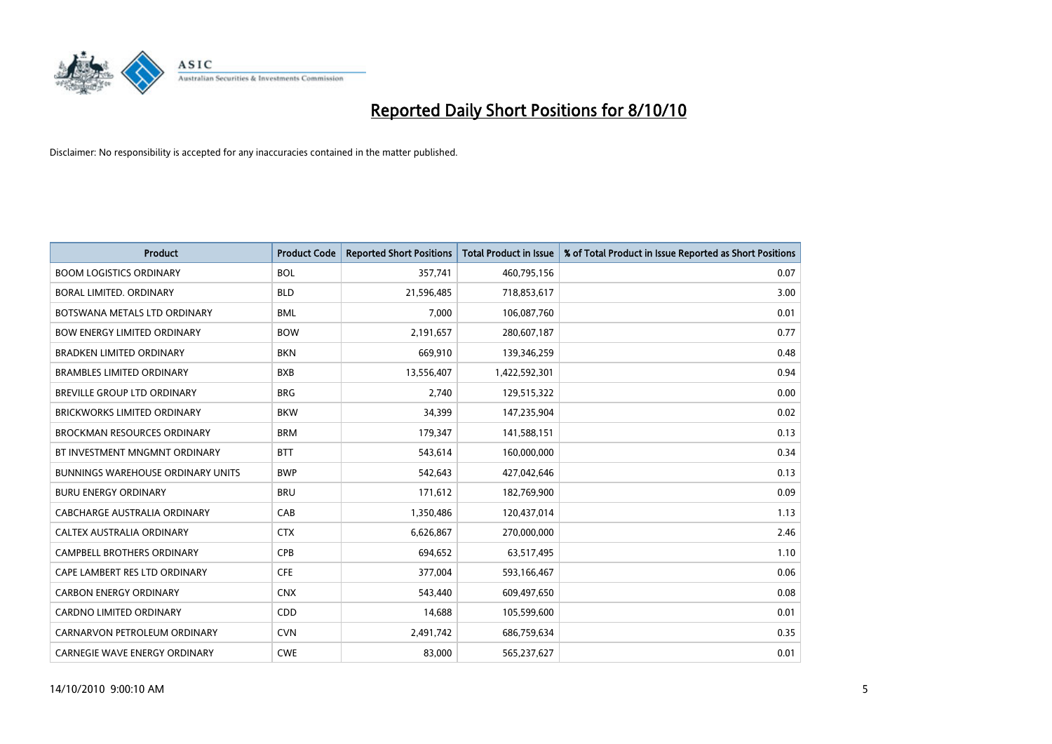# Reported Daily Short Positions for 8/10/10

Disclaimer: No responsibility is accepted for any inaccuracies contained in the matter published.

| Product | Product Code | Reported Short Positions | Total Product in Issue | % of Total Product in Issue Reported as Short Positions |
|---|---|---|---|---|
| BOOM LOGISTICS ORDINARY | BOL | 357,741 | 460,795,156 | 0.07 |
| BORAL LIMITED. ORDINARY | BLD | 21,596,485 | 718,853,617 | 3.00 |
| BOTSWANA METALS LTD ORDINARY | BML | 7,000 | 106,087,760 | 0.01 |
| BOW ENERGY LIMITED ORDINARY | BOW | 2,191,657 | 280,607,187 | 0.77 |
| BRADKEN LIMITED ORDINARY | BKN | 669,910 | 139,346,259 | 0.48 |
| BRAMBLES LIMITED ORDINARY | BXB | 13,556,407 | 1,422,592,301 | 0.94 |
| BREVILLE GROUP LTD ORDINARY | BRG | 2,740 | 129,515,322 | 0.00 |
| BRICKWORKS LIMITED ORDINARY | BKW | 34,399 | 147,235,904 | 0.02 |
| BROCKMAN RESOURCES ORDINARY | BRM | 179,347 | 141,588,151 | 0.13 |
| BT INVESTMENT MNGMNT ORDINARY | BTT | 543,614 | 160,000,000 | 0.34 |
| BUNNINGS WAREHOUSE ORDINARY UNITS | BWP | 542,643 | 427,042,646 | 0.13 |
| BURU ENERGY ORDINARY | BRU | 171,612 | 182,769,900 | 0.09 |
| CABCHARGE AUSTRALIA ORDINARY | CAB | 1,350,486 | 120,437,014 | 1.13 |
| CALTEX AUSTRALIA ORDINARY | CTX | 6,626,867 | 270,000,000 | 2.46 |
| CAMPBELL BROTHERS ORDINARY | CPB | 694,652 | 63,517,495 | 1.10 |
| CAPE LAMBERT RES LTD ORDINARY | CFE | 377,004 | 593,166,467 | 0.06 |
| CARBON ENERGY ORDINARY | CNX | 543,440 | 609,497,650 | 0.08 |
| CARDNO LIMITED ORDINARY | CDD | 14,688 | 105,599,600 | 0.01 |
| CARNARVON PETROLEUM ORDINARY | CVN | 2,491,742 | 686,759,634 | 0.35 |
| CARNEGIE WAVE ENERGY ORDINARY | CWE | 83,000 | 565,237,627 | 0.01 |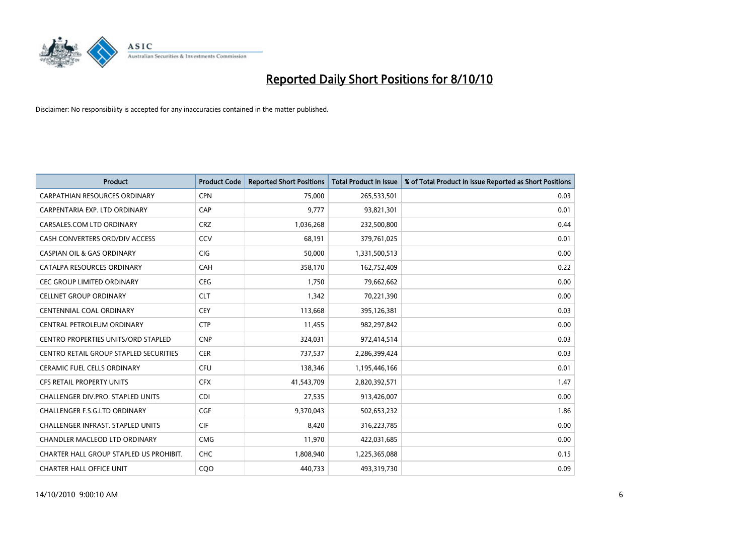# Reported Daily Short Positions for 8/10/10

Disclaimer: No responsibility is accepted for any inaccuracies contained in the matter published.

| Product | Product Code | Reported Short Positions | Total Product in Issue | % of Total Product in Issue Reported as Short Positions |
|---|---|---|---|---|
| CARPATHIAN RESOURCES ORDINARY | CPN | 75,000 | 265,533,501 | 0.03 |
| CARPENTARIA EXP. LTD ORDINARY | CAP | 9,777 | 93,821,301 | 0.01 |
| CARSALES.COM LTD ORDINARY | CRZ | 1,036,268 | 232,500,800 | 0.44 |
| CASH CONVERTERS ORD/DIV ACCESS | CCV | 68,191 | 379,761,025 | 0.01 |
| CASPIAN OIL & GAS ORDINARY | CIG | 50,000 | 1,331,500,513 | 0.00 |
| CATALPA RESOURCES ORDINARY | CAH | 358,170 | 162,752,409 | 0.22 |
| CEC GROUP LIMITED ORDINARY | CEG | 1,750 | 79,662,662 | 0.00 |
| CELLNET GROUP ORDINARY | CLT | 1,342 | 70,221,390 | 0.00 |
| CENTENNIAL COAL ORDINARY | CEY | 113,668 | 395,126,381 | 0.03 |
| CENTRAL PETROLEUM ORDINARY | CTP | 11,455 | 982,297,842 | 0.00 |
| CENTRO PROPERTIES UNITS/ORD STAPLED | CNP | 324,031 | 972,414,514 | 0.03 |
| CENTRO RETAIL GROUP STAPLED SECURITIES | CER | 737,537 | 2,286,399,424 | 0.03 |
| CERAMIC FUEL CELLS ORDINARY | CFU | 138,346 | 1,195,446,166 | 0.01 |
| CFS RETAIL PROPERTY UNITS | CFX | 41,543,709 | 2,820,392,571 | 1.47 |
| CHALLENGER DIV.PRO. STAPLED UNITS | CDI | 27,535 | 913,426,007 | 0.00 |
| CHALLENGER F.S.G.LTD ORDINARY | CGF | 9,370,043 | 502,653,232 | 1.86 |
| CHALLENGER INFRAST. STAPLED UNITS | CIF | 8,420 | 316,223,785 | 0.00 |
| CHANDLER MACLEOD LTD ORDINARY | CMG | 11,970 | 422,031,685 | 0.00 |
| CHARTER HALL GROUP STAPLED US PROHIBIT. | CHC | 1,808,940 | 1,225,365,088 | 0.15 |
| CHARTER HALL OFFICE UNIT | CQO | 440,733 | 493,319,730 | 0.09 |

14/10/2010 9:00:10 AM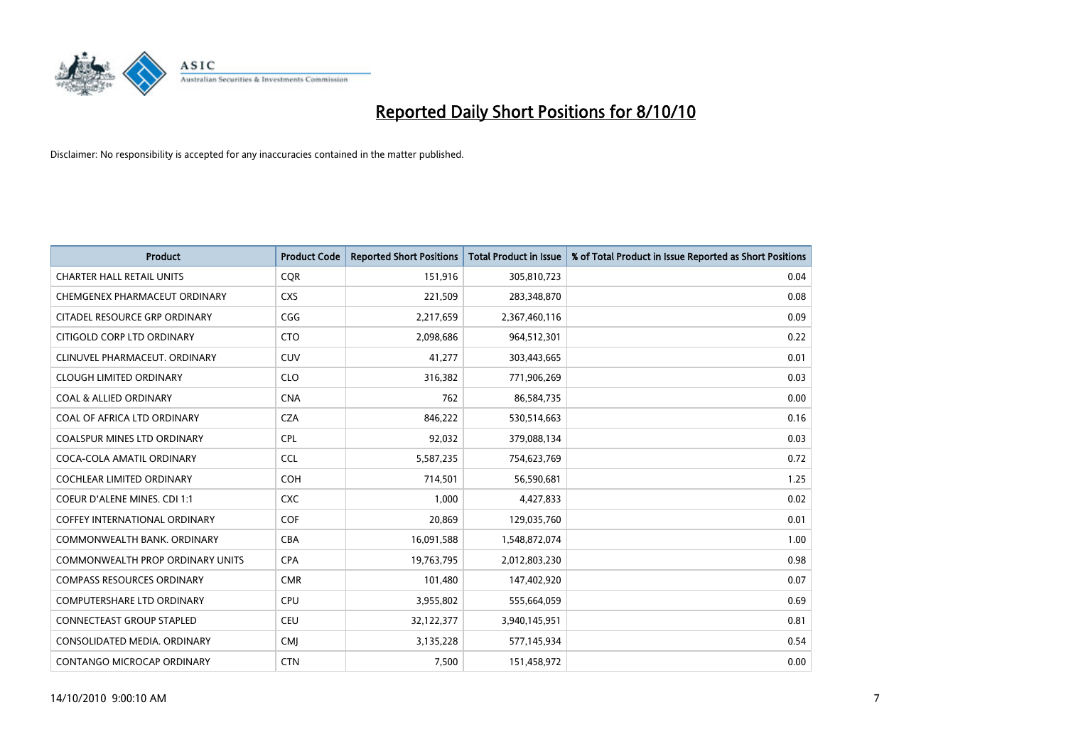# Reported Daily Short Positions for 8/10/10

Disclaimer: No responsibility is accepted for any inaccuracies contained in the matter published.

| Product | Product Code | Reported Short Positions | Total Product in Issue | % of Total Product in Issue Reported as Short Positions |
|---|---|---|---|---|
| CHARTER HALL RETAIL UNITS | CQR | 151,916 | 305,810,723 | 0.04 |
| CHEMGENEX PHARMACEUT ORDINARY | CXS | 221,509 | 283,348,870 | 0.08 |
| CITADEL RESOURCE GRP ORDINARY | CGG | 2,217,659 | 2,367,460,116 | 0.09 |
| CITIGOLD CORP LTD ORDINARY | CTO | 2,098,686 | 964,512,301 | 0.22 |
| CLINUVEL PHARMACEUT. ORDINARY | CUV | 41,277 | 303,443,665 | 0.01 |
| CLOUGH LIMITED ORDINARY | CLO | 316,382 | 771,906,269 | 0.03 |
| COAL & ALLIED ORDINARY | CNA | 762 | 86,584,735 | 0.00 |
| COAL OF AFRICA LTD ORDINARY | CZA | 846,222 | 530,514,663 | 0.16 |
| COALSPUR MINES LTD ORDINARY | CPL | 92,032 | 379,088,134 | 0.03 |
| COCA-COLA AMATIL ORDINARY | CCL | 5,587,235 | 754,623,769 | 0.72 |
| COCHLEAR LIMITED ORDINARY | COH | 714,501 | 56,590,681 | 1.25 |
| COEUR D'ALENE MINES. CDI 1:1 | CXC | 1,000 | 4,427,833 | 0.02 |
| COFFEY INTERNATIONAL ORDINARY | COF | 20,869 | 129,035,760 | 0.01 |
| COMMONWEALTH BANK. ORDINARY | CBA | 16,091,588 | 1,548,872,074 | 1.00 |
| COMMONWEALTH PROP ORDINARY UNITS | CPA | 19,763,795 | 2,012,803,230 | 0.98 |
| COMPASS RESOURCES ORDINARY | CMR | 101,480 | 147,402,920 | 0.07 |
| COMPUTERSHARE LTD ORDINARY | CPU | 3,955,802 | 555,664,059 | 0.69 |
| CONNECTEAST GROUP STAPLED | CEU | 32,122,377 | 3,940,145,951 | 0.81 |
| CONSOLIDATED MEDIA. ORDINARY | CMJ | 3,135,228 | 577,145,934 | 0.54 |
| CONTANGO MICROCAP ORDINARY | CTN | 7,500 | 151,458,972 | 0.00 |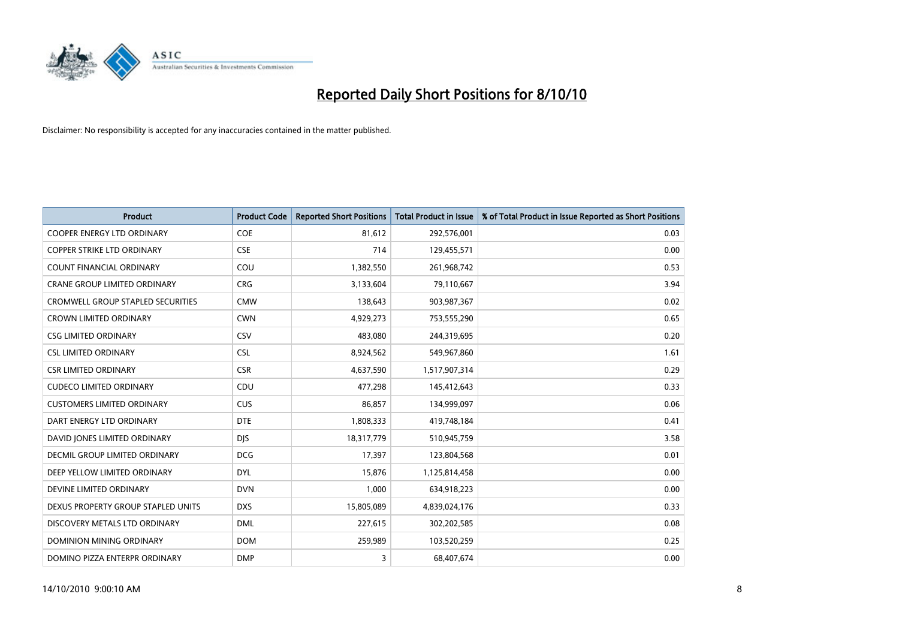# Reported Daily Short Positions for 8/10/10

Disclaimer: No responsibility is accepted for any inaccuracies contained in the matter published.

| Product | Product Code | Reported Short Positions | Total Product in Issue | % of Total Product in Issue Reported as Short Positions |
|---|---|---|---|---|
| COOPER ENERGY LTD ORDINARY | COE | 81,612 | 292,576,001 | 0.03 |
| COPPER STRIKE LTD ORDINARY | CSE | 714 | 129,455,571 | 0.00 |
| COUNT FINANCIAL ORDINARY | COU | 1,382,550 | 261,968,742 | 0.53 |
| CRANE GROUP LIMITED ORDINARY | CRG | 3,133,604 | 79,110,667 | 3.94 |
| CROMWELL GROUP STAPLED SECURITIES | CMW | 138,643 | 903,987,367 | 0.02 |
| CROWN LIMITED ORDINARY | CWN | 4,929,273 | 753,555,290 | 0.65 |
| CSG LIMITED ORDINARY | CSV | 483,080 | 244,319,695 | 0.20 |
| CSL LIMITED ORDINARY | CSL | 8,924,562 | 549,967,860 | 1.61 |
| CSR LIMITED ORDINARY | CSR | 4,637,590 | 1,517,907,314 | 0.29 |
| CUDECO LIMITED ORDINARY | CDU | 477,298 | 145,412,643 | 0.33 |
| CUSTOMERS LIMITED ORDINARY | CUS | 86,857 | 134,999,097 | 0.06 |
| DART ENERGY LTD ORDINARY | DTE | 1,808,333 | 419,748,184 | 0.41 |
| DAVID JONES LIMITED ORDINARY | DJS | 18,317,779 | 510,945,759 | 3.58 |
| DECMIL GROUP LIMITED ORDINARY | DCG | 17,397 | 123,804,568 | 0.01 |
| DEEP YELLOW LIMITED ORDINARY | DYL | 15,876 | 1,125,814,458 | 0.00 |
| DEVINE LIMITED ORDINARY | DVN | 1,000 | 634,918,223 | 0.00 |
| DEXUS PROPERTY GROUP STAPLED UNITS | DXS | 15,805,089 | 4,839,024,176 | 0.33 |
| DISCOVERY METALS LTD ORDINARY | DML | 227,615 | 302,202,585 | 0.08 |
| DOMINION MINING ORDINARY | DOM | 259,989 | 103,520,259 | 0.25 |
| DOMINO PIZZA ENTERPR ORDINARY | DMP | 3 | 68,407,674 | 0.00 |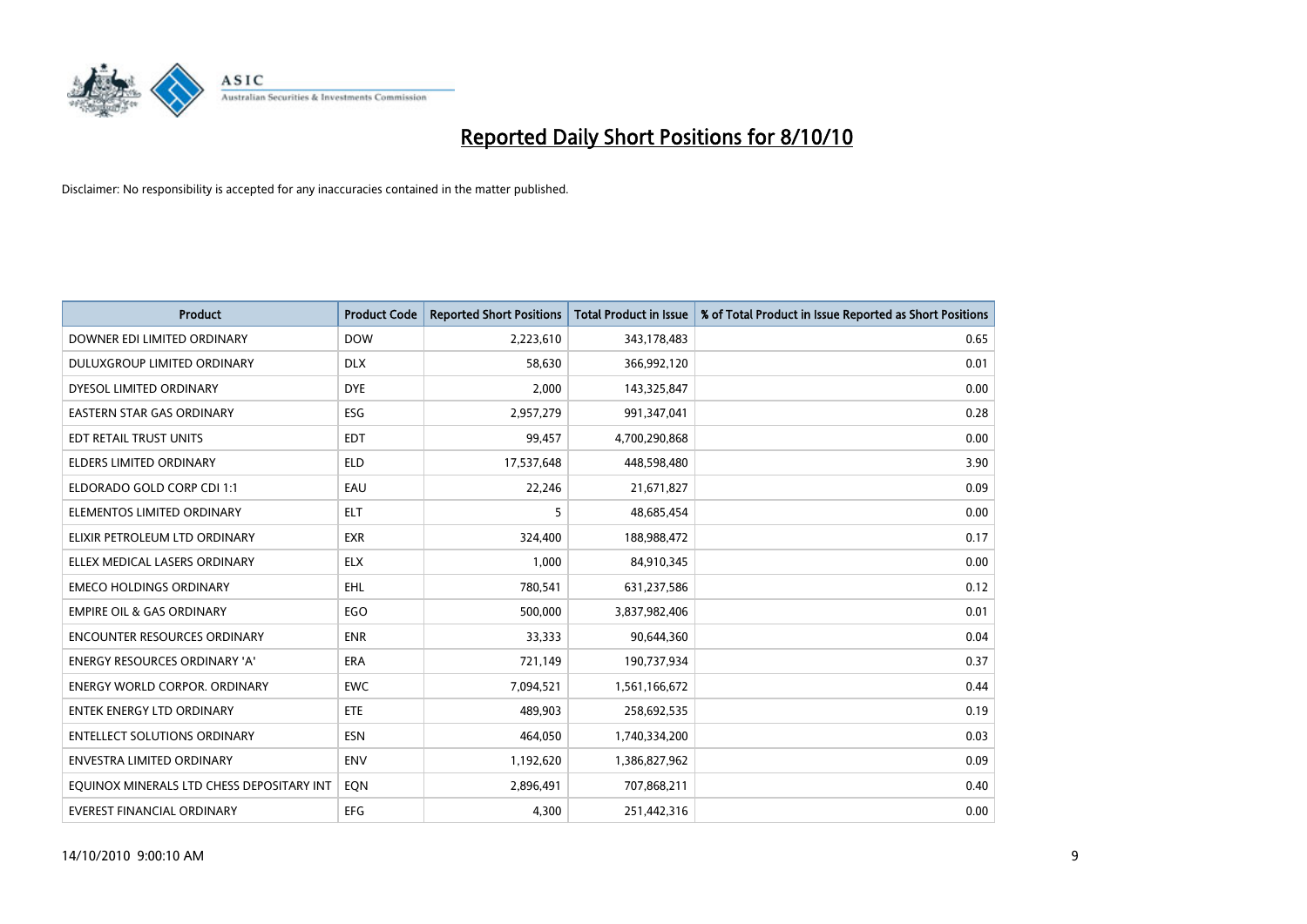# Reported Daily Short Positions for 8/10/10

Disclaimer: No responsibility is accepted for any inaccuracies contained in the matter published.

| Product | Product Code | Reported Short Positions | Total Product in Issue | % of Total Product in Issue Reported as Short Positions |
|---|---|---|---|---|
| DOWNER EDI LIMITED ORDINARY | DOW | 2,223,610 | 343,178,483 | 0.65 |
| DULUXGROUP LIMITED ORDINARY | DLX | 58,630 | 366,992,120 | 0.01 |
| DYESOL LIMITED ORDINARY | DYE | 2,000 | 143,325,847 | 0.00 |
| EASTERN STAR GAS ORDINARY | ESG | 2,957,279 | 991,347,041 | 0.28 |
| EDT RETAIL TRUST UNITS | EDT | 99,457 | 4,700,290,868 | 0.00 |
| ELDERS LIMITED ORDINARY | ELD | 17,537,648 | 448,598,480 | 3.90 |
| ELDORADO GOLD CORP CDI 1:1 | EAU | 22,246 | 21,671,827 | 0.09 |
| ELEMENTOS LIMITED ORDINARY | ELT | 5 | 48,685,454 | 0.00 |
| ELIXIR PETROLEUM LTD ORDINARY | EXR | 324,400 | 188,988,472 | 0.17 |
| ELLEX MEDICAL LASERS ORDINARY | ELX | 1,000 | 84,910,345 | 0.00 |
| EMECO HOLDINGS ORDINARY | EHL | 780,541 | 631,237,586 | 0.12 |
| EMPIRE OIL & GAS ORDINARY | EGO | 500,000 | 3,837,982,406 | 0.01 |
| ENCOUNTER RESOURCES ORDINARY | ENR | 33,333 | 90,644,360 | 0.04 |
| ENERGY RESOURCES ORDINARY 'A' | ERA | 721,149 | 190,737,934 | 0.37 |
| ENERGY WORLD CORPOR. ORDINARY | EWC | 7,094,521 | 1,561,166,672 | 0.44 |
| ENTEK ENERGY LTD ORDINARY | ETE | 489,903 | 258,692,535 | 0.19 |
| ENTELLECT SOLUTIONS ORDINARY | ESN | 464,050 | 1,740,334,200 | 0.03 |
| ENVESTRA LIMITED ORDINARY | ENV | 1,192,620 | 1,386,827,962 | 0.09 |
| EQUINOX MINERALS LTD CHESS DEPOSITARY INT | EQN | 2,896,491 | 707,868,211 | 0.40 |
| EVEREST FINANCIAL ORDINARY | EFG | 4,300 | 251,442,316 | 0.00 |

14/10/2010 9:00:10 AM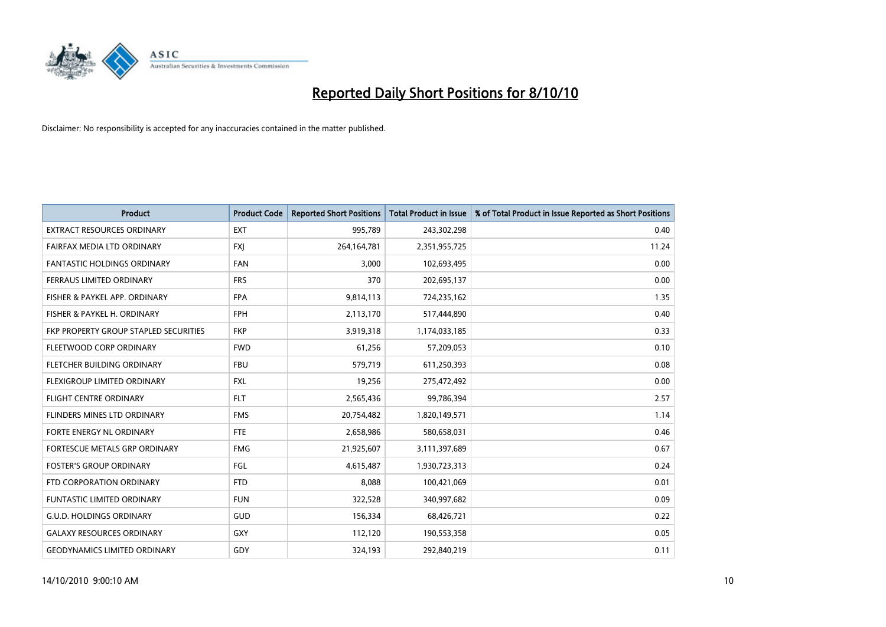# Reported Daily Short Positions for 8/10/10

Disclaimer: No responsibility is accepted for any inaccuracies contained in the matter published.

| Product | Product Code | Reported Short Positions | Total Product in Issue | % of Total Product in Issue Reported as Short Positions |
|---|---|---|---|---|
| EXTRACT RESOURCES ORDINARY | EXT | 995,789 | 243,302,298 | 0.40 |
| FAIRFAX MEDIA LTD ORDINARY | FXJ | 264,164,781 | 2,351,955,725 | 11.24 |
| FANTASTIC HOLDINGS ORDINARY | FAN | 3,000 | 102,693,495 | 0.00 |
| FERRAUS LIMITED ORDINARY | FRS | 370 | 202,695,137 | 0.00 |
| FISHER & PAYKEL APP. ORDINARY | FPA | 9,814,113 | 724,235,162 | 1.35 |
| FISHER & PAYKEL H. ORDINARY | FPH | 2,113,170 | 517,444,890 | 0.40 |
| FKP PROPERTY GROUP STAPLED SECURITIES | FKP | 3,919,318 | 1,174,033,185 | 0.33 |
| FLEETWOOD CORP ORDINARY | FWD | 61,256 | 57,209,053 | 0.10 |
| FLETCHER BUILDING ORDINARY | FBU | 579,719 | 611,250,393 | 0.08 |
| FLEXIGROUP LIMITED ORDINARY | FXL | 19,256 | 275,472,492 | 0.00 |
| FLIGHT CENTRE ORDINARY | FLT | 2,565,436 | 99,786,394 | 2.57 |
| FLINDERS MINES LTD ORDINARY | FMS | 20,754,482 | 1,820,149,571 | 1.14 |
| FORTE ENERGY NL ORDINARY | FTE | 2,658,986 | 580,658,031 | 0.46 |
| FORTESCUE METALS GRP ORDINARY | FMG | 21,925,607 | 3,111,397,689 | 0.67 |
| FOSTER'S GROUP ORDINARY | FGL | 4,615,487 | 1,930,723,313 | 0.24 |
| FTD CORPORATION ORDINARY | FTD | 8,088 | 100,421,069 | 0.01 |
| FUNTASTIC LIMITED ORDINARY | FUN | 322,528 | 340,997,682 | 0.09 |
| G.U.D. HOLDINGS ORDINARY | GUD | 156,334 | 68,426,721 | 0.22 |
| GALAXY RESOURCES ORDINARY | GXY | 112,120 | 190,553,358 | 0.05 |
| GEODYNAMICS LIMITED ORDINARY | GDY | 324,193 | 292,840,219 | 0.11 |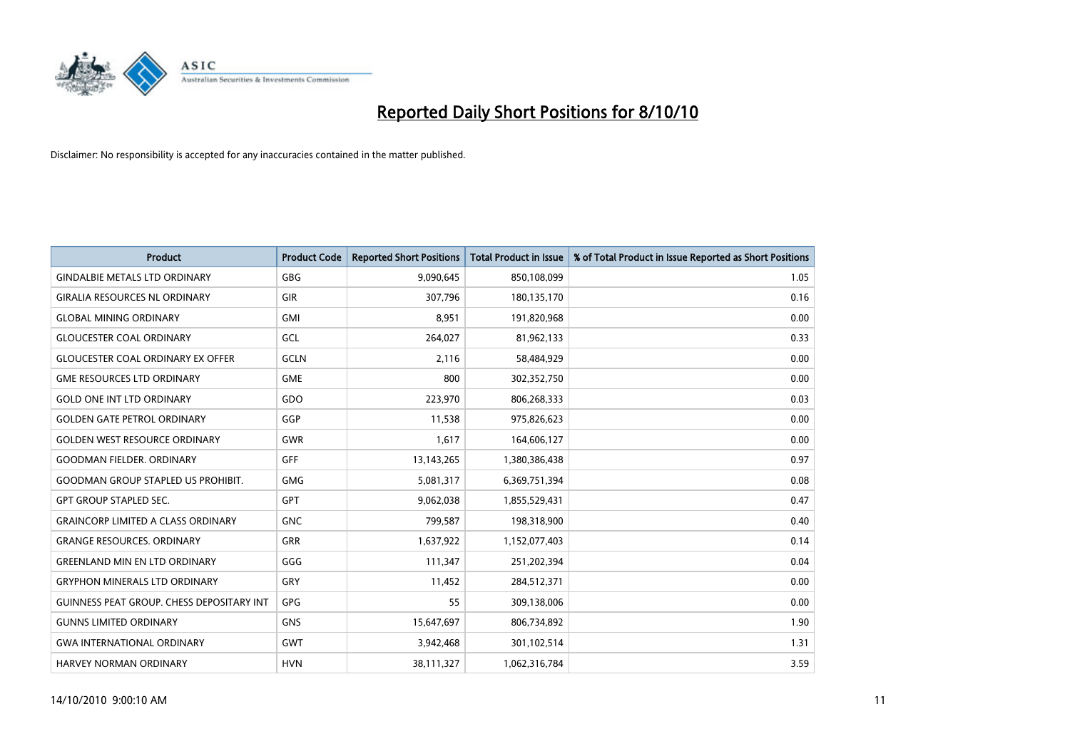# Reported Daily Short Positions for 8/10/10

Disclaimer: No responsibility is accepted for any inaccuracies contained in the matter published.

| Product | Product Code | Reported Short Positions | Total Product in Issue | % of Total Product in Issue Reported as Short Positions |
|---|---|---|---|---|
| GINDALBIE METALS LTD ORDINARY | GBG | 9,090,645 | 850,108,099 | 1.05 |
| GIRALIA RESOURCES NL ORDINARY | GIR | 307,796 | 180,135,170 | 0.16 |
| GLOBAL MINING ORDINARY | GMI | 8,951 | 191,820,968 | 0.00 |
| GLOUCESTER COAL ORDINARY | GCL | 264,027 | 81,962,133 | 0.33 |
| GLOUCESTER COAL ORDINARY EX OFFER | GCLN | 2,116 | 58,484,929 | 0.00 |
| GME RESOURCES LTD ORDINARY | GME | 800 | 302,352,750 | 0.00 |
| GOLD ONE INT LTD ORDINARY | GDO | 223,970 | 806,268,333 | 0.03 |
| GOLDEN GATE PETROL ORDINARY | GGP | 11,538 | 975,826,623 | 0.00 |
| GOLDEN WEST RESOURCE ORDINARY | GWR | 1,617 | 164,606,127 | 0.00 |
| GOODMAN FIELDER. ORDINARY | GFF | 13,143,265 | 1,380,386,438 | 0.97 |
| GOODMAN GROUP STAPLED US PROHIBIT. | GMG | 5,081,317 | 6,369,751,394 | 0.08 |
| GPT GROUP STAPLED SEC. | GPT | 9,062,038 | 1,855,529,431 | 0.47 |
| GRAINCORP LIMITED A CLASS ORDINARY | GNC | 799,587 | 198,318,900 | 0.40 |
| GRANGE RESOURCES. ORDINARY | GRR | 1,637,922 | 1,152,077,403 | 0.14 |
| GREENLAND MIN EN LTD ORDINARY | GGG | 111,347 | 251,202,394 | 0.04 |
| GRYPHON MINERALS LTD ORDINARY | GRY | 11,452 | 284,512,371 | 0.00 |
| GUINNESS PEAT GROUP. CHESS DEPOSITARY INT | GPG | 55 | 309,138,006 | 0.00 |
| GUNNS LIMITED ORDINARY | GNS | 15,647,697 | 806,734,892 | 1.90 |
| GWA INTERNATIONAL ORDINARY | GWT | 3,942,468 | 301,102,514 | 1.31 |
| HARVEY NORMAN ORDINARY | HVN | 38,111,327 | 1,062,316,784 | 3.59 |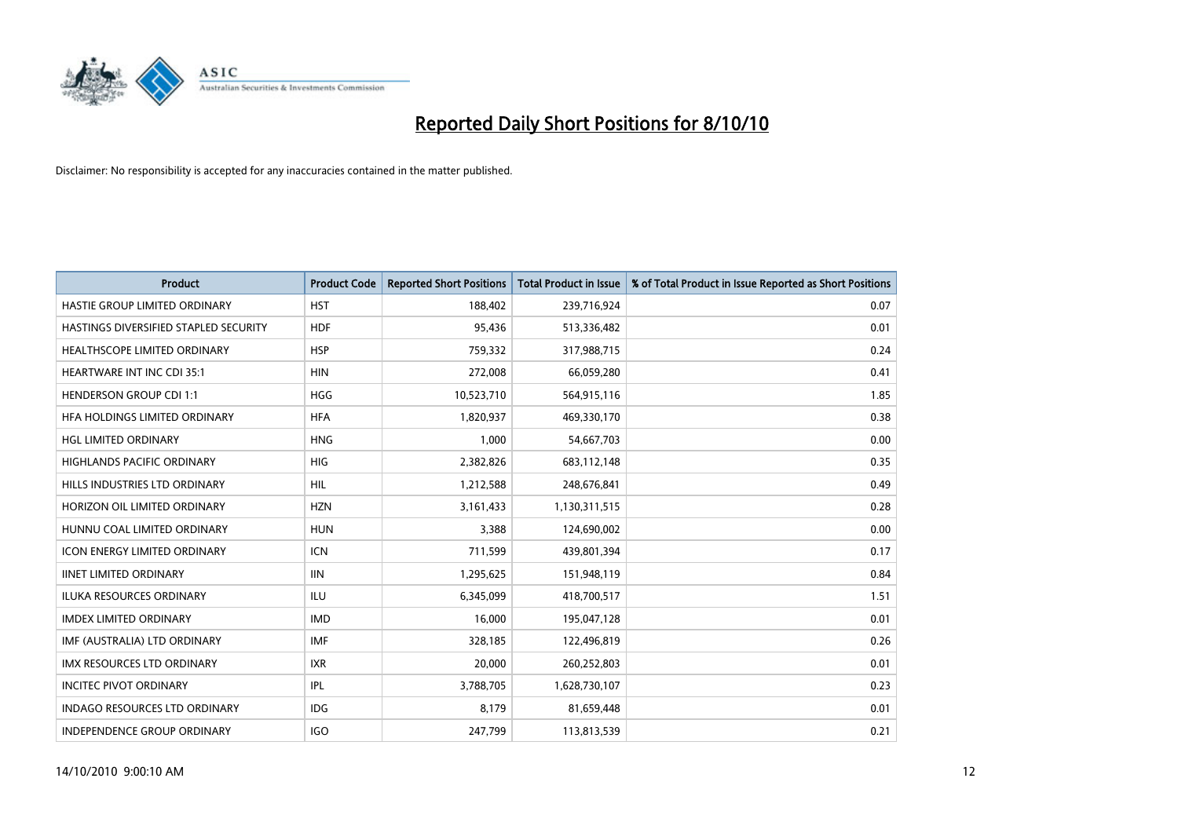# Reported Daily Short Positions for 8/10/10

Disclaimer: No responsibility is accepted for any inaccuracies contained in the matter published.

| Product | Product Code | Reported Short Positions | Total Product in Issue | % of Total Product in Issue Reported as Short Positions |
|---|---|---|---|---|
| HASTIE GROUP LIMITED ORDINARY | HST | 188,402 | 239,716,924 | 0.07 |
| HASTINGS DIVERSIFIED STAPLED SECURITY | HDF | 95,436 | 513,336,482 | 0.01 |
| HEALTHSCOPE LIMITED ORDINARY | HSP | 759,332 | 317,988,715 | 0.24 |
| HEARTWARE INT INC CDI 35:1 | HIN | 272,008 | 66,059,280 | 0.41 |
| HENDERSON GROUP CDI 1:1 | HGG | 10,523,710 | 564,915,116 | 1.85 |
| HFA HOLDINGS LIMITED ORDINARY | HFA | 1,820,937 | 469,330,170 | 0.38 |
| HGL LIMITED ORDINARY | HNG | 1,000 | 54,667,703 | 0.00 |
| HIGHLANDS PACIFIC ORDINARY | HIG | 2,382,826 | 683,112,148 | 0.35 |
| HILLS INDUSTRIES LTD ORDINARY | HIL | 1,212,588 | 248,676,841 | 0.49 |
| HORIZON OIL LIMITED ORDINARY | HZN | 3,161,433 | 1,130,311,515 | 0.28 |
| HUNNU COAL LIMITED ORDINARY | HUN | 3,388 | 124,690,002 | 0.00 |
| ICON ENERGY LIMITED ORDINARY | ICN | 711,599 | 439,801,394 | 0.17 |
| IINET LIMITED ORDINARY | IIN | 1,295,625 | 151,948,119 | 0.84 |
| ILUKA RESOURCES ORDINARY | ILU | 6,345,099 | 418,700,517 | 1.51 |
| IMDEX LIMITED ORDINARY | IMD | 16,000 | 195,047,128 | 0.01 |
| IMF (AUSTRALIA) LTD ORDINARY | IMF | 328,185 | 122,496,819 | 0.26 |
| IMX RESOURCES LTD ORDINARY | IXR | 20,000 | 260,252,803 | 0.01 |
| INCITEC PIVOT ORDINARY | IPL | 3,788,705 | 1,628,730,107 | 0.23 |
| INDAGO RESOURCES LTD ORDINARY | IDG | 8,179 | 81,659,448 | 0.01 |
| INDEPENDENCE GROUP ORDINARY | IGO | 247,799 | 113,813,539 | 0.21 |

14/10/2010 9:00:10 AM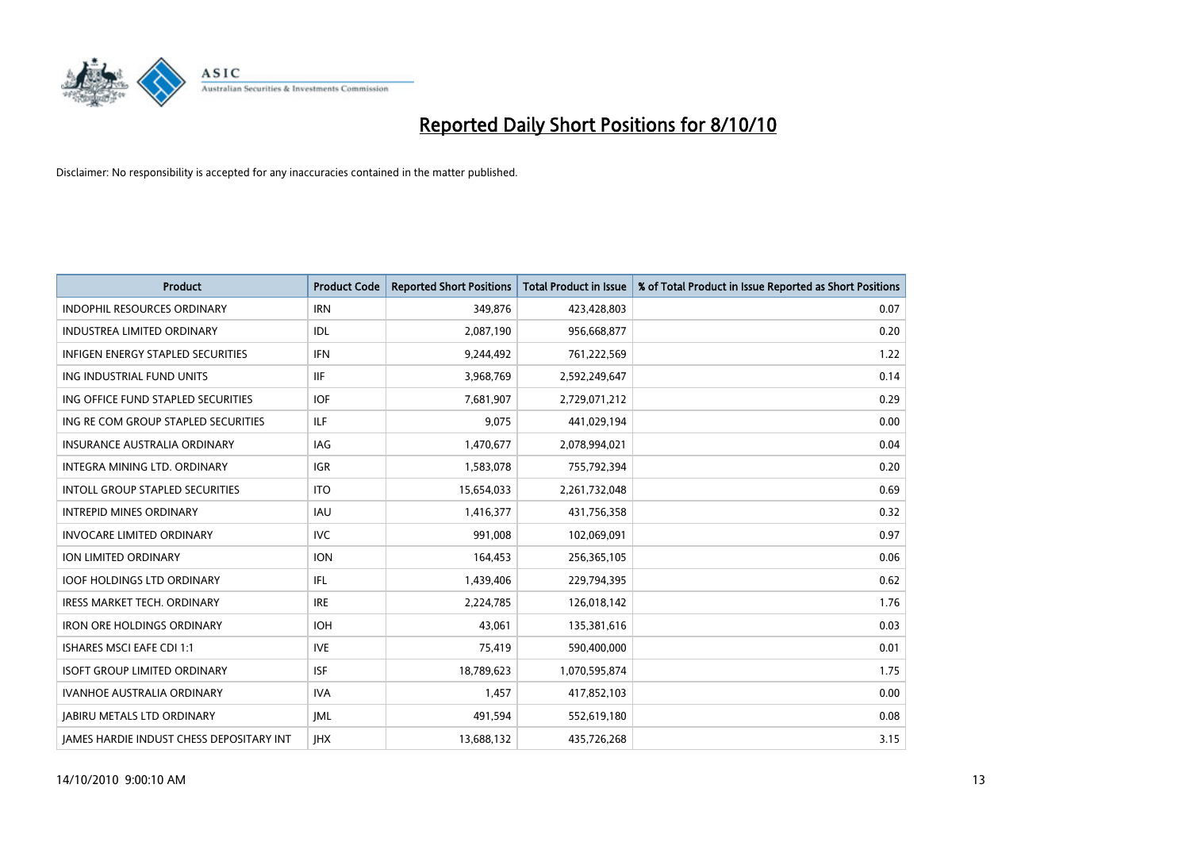# Reported Daily Short Positions for 8/10/10

Disclaimer: No responsibility is accepted for any inaccuracies contained in the matter published.

| Product | Product Code | Reported Short Positions | Total Product in Issue | % of Total Product in Issue Reported as Short Positions |
|---|---|---|---|---|
| INDOPHIL RESOURCES ORDINARY | IRN | 349,876 | 423,428,803 | 0.07 |
| INDUSTREA LIMITED ORDINARY | IDL | 2,087,190 | 956,668,877 | 0.20 |
| INFIGEN ENERGY STAPLED SECURITIES | IFN | 9,244,492 | 761,222,569 | 1.22 |
| ING INDUSTRIAL FUND UNITS | IIF | 3,968,769 | 2,592,249,647 | 0.14 |
| ING OFFICE FUND STAPLED SECURITIES | IOF | 7,681,907 | 2,729,071,212 | 0.29 |
| ING RE COM GROUP STAPLED SECURITIES | ILF | 9,075 | 441,029,194 | 0.00 |
| INSURANCE AUSTRALIA ORDINARY | IAG | 1,470,677 | 2,078,994,021 | 0.04 |
| INTEGRA MINING LTD. ORDINARY | IGR | 1,583,078 | 755,792,394 | 0.20 |
| INTOLL GROUP STAPLED SECURITIES | ITO | 15,654,033 | 2,261,732,048 | 0.69 |
| INTREPID MINES ORDINARY | IAU | 1,416,377 | 431,756,358 | 0.32 |
| INVOCARE LIMITED ORDINARY | IVC | 991,008 | 102,069,091 | 0.97 |
| ION LIMITED ORDINARY | ION | 164,453 | 256,365,105 | 0.06 |
| IOOF HOLDINGS LTD ORDINARY | IFL | 1,439,406 | 229,794,395 | 0.62 |
| IRESS MARKET TECH. ORDINARY | IRE | 2,224,785 | 126,018,142 | 1.76 |
| IRON ORE HOLDINGS ORDINARY | IOH | 43,061 | 135,381,616 | 0.03 |
| ISHARES MSCI EAFE CDI 1:1 | IVE | 75,419 | 590,400,000 | 0.01 |
| ISOFT GROUP LIMITED ORDINARY | ISF | 18,789,623 | 1,070,595,874 | 1.75 |
| IVANHOE AUSTRALIA ORDINARY | IVA | 1,457 | 417,852,103 | 0.00 |
| JABIRU METALS LTD ORDINARY | JML | 491,594 | 552,619,180 | 0.08 |
| JAMES HARDIE INDUST CHESS DEPOSITARY INT | JHX | 13,688,132 | 435,726,268 | 3.15 |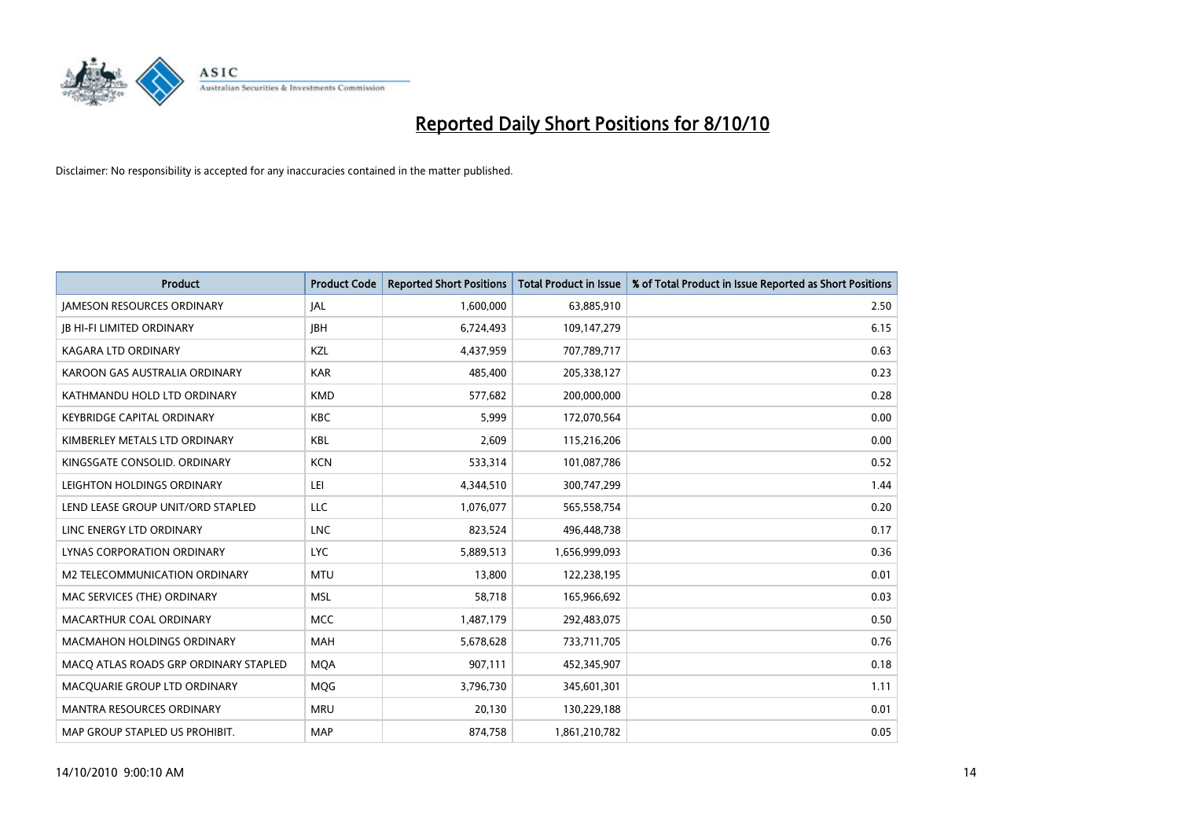# Reported Daily Short Positions for 8/10/10

Disclaimer: No responsibility is accepted for any inaccuracies contained in the matter published.

| Product | Product Code | Reported Short Positions | Total Product in Issue | % of Total Product in Issue Reported as Short Positions |
|---|---|---|---|---|
| JAMESON RESOURCES ORDINARY | JAL | 1,600,000 | 63,885,910 | 2.50 |
| JB HI-FI LIMITED ORDINARY | JBH | 6,724,493 | 109,147,279 | 6.15 |
| KAGARA LTD ORDINARY | KZL | 4,437,959 | 707,789,717 | 0.63 |
| KAROON GAS AUSTRALIA ORDINARY | KAR | 485,400 | 205,338,127 | 0.23 |
| KATHMANDU HOLD LTD ORDINARY | KMD | 577,682 | 200,000,000 | 0.28 |
| KEYBRIDGE CAPITAL ORDINARY | KBC | 5,999 | 172,070,564 | 0.00 |
| KIMBERLEY METALS LTD ORDINARY | KBL | 2,609 | 115,216,206 | 0.00 |
| KINGSGATE CONSOLID. ORDINARY | KCN | 533,314 | 101,087,786 | 0.52 |
| LEIGHTON HOLDINGS ORDINARY | LEI | 4,344,510 | 300,747,299 | 1.44 |
| LEND LEASE GROUP UNIT/ORD STAPLED | LLC | 1,076,077 | 565,558,754 | 0.20 |
| LINC ENERGY LTD ORDINARY | LNC | 823,524 | 496,448,738 | 0.17 |
| LYNAS CORPORATION ORDINARY | LYC | 5,889,513 | 1,656,999,093 | 0.36 |
| M2 TELECOMMUNICATION ORDINARY | MTU | 13,800 | 122,238,195 | 0.01 |
| MAC SERVICES (THE) ORDINARY | MSL | 58,718 | 165,966,692 | 0.03 |
| MACARTHUR COAL ORDINARY | MCC | 1,487,179 | 292,483,075 | 0.50 |
| MACMAHON HOLDINGS ORDINARY | MAH | 5,678,628 | 733,711,705 | 0.76 |
| MACQ ATLAS ROADS GRP ORDINARY STAPLED | MQA | 907,111 | 452,345,907 | 0.18 |
| MACQUARIE GROUP LTD ORDINARY | MQG | 3,796,730 | 345,601,301 | 1.11 |
| MANTRA RESOURCES ORDINARY | MRU | 20,130 | 130,229,188 | 0.01 |
| MAP GROUP STAPLED US PROHIBIT. | MAP | 874,758 | 1,861,210,782 | 0.05 |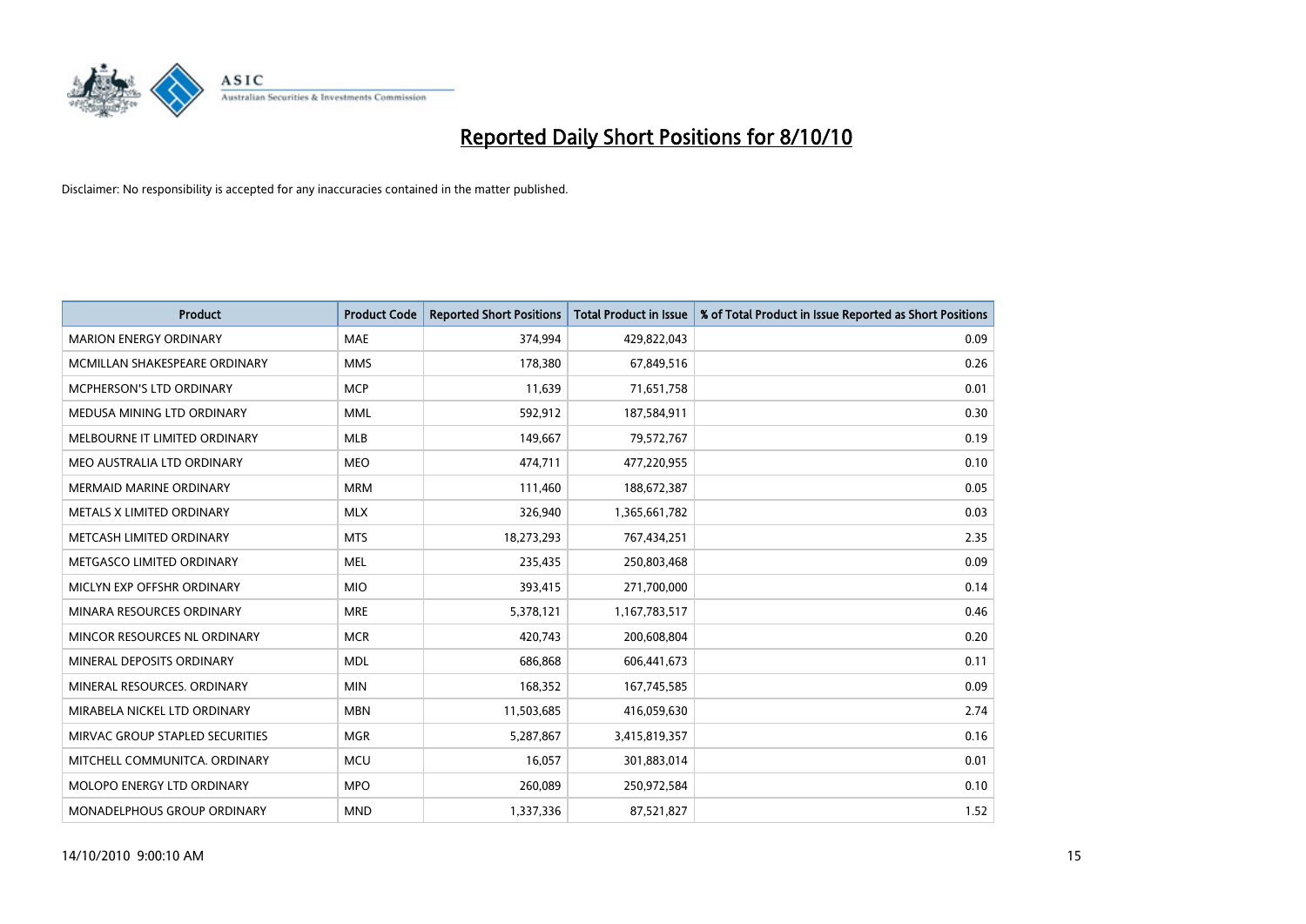# Reported Daily Short Positions for 8/10/10

Disclaimer: No responsibility is accepted for any inaccuracies contained in the matter published.

| Product | Product Code | Reported Short Positions | Total Product in Issue | % of Total Product in Issue Reported as Short Positions |
|---|---|---|---|---|
| MARION ENERGY ORDINARY | MAE | 374,994 | 429,822,043 | 0.09 |
| MCMILLAN SHAKESPEARE ORDINARY | MMS | 178,380 | 67,849,516 | 0.26 |
| MCPHERSON'S LTD ORDINARY | MCP | 11,639 | 71,651,758 | 0.01 |
| MEDUSA MINING LTD ORDINARY | MML | 592,912 | 187,584,911 | 0.30 |
| MELBOURNE IT LIMITED ORDINARY | MLB | 149,667 | 79,572,767 | 0.19 |
| MEO AUSTRALIA LTD ORDINARY | MEO | 474,711 | 477,220,955 | 0.10 |
| MERMAID MARINE ORDINARY | MRM | 111,460 | 188,672,387 | 0.05 |
| METALS X LIMITED ORDINARY | MLX | 326,940 | 1,365,661,782 | 0.03 |
| METCASH LIMITED ORDINARY | MTS | 18,273,293 | 767,434,251 | 2.35 |
| METGASCO LIMITED ORDINARY | MEL | 235,435 | 250,803,468 | 0.09 |
| MICLYN EXP OFFSHR ORDINARY | MIO | 393,415 | 271,700,000 | 0.14 |
| MINARA RESOURCES ORDINARY | MRE | 5,378,121 | 1,167,783,517 | 0.46 |
| MINCOR RESOURCES NL ORDINARY | MCR | 420,743 | 200,608,804 | 0.20 |
| MINERAL DEPOSITS ORDINARY | MDL | 686,868 | 606,441,673 | 0.11 |
| MINERAL RESOURCES. ORDINARY | MIN | 168,352 | 167,745,585 | 0.09 |
| MIRABELA NICKEL LTD ORDINARY | MBN | 11,503,685 | 416,059,630 | 2.74 |
| MIRVAC GROUP STAPLED SECURITIES | MGR | 5,287,867 | 3,415,819,357 | 0.16 |
| MITCHELL COMMUNITCA. ORDINARY | MCU | 16,057 | 301,883,014 | 0.01 |
| MOLOPO ENERGY LTD ORDINARY | MPO | 260,089 | 250,972,584 | 0.10 |
| MONADELPHOUS GROUP ORDINARY | MND | 1,337,336 | 87,521,827 | 1.52 |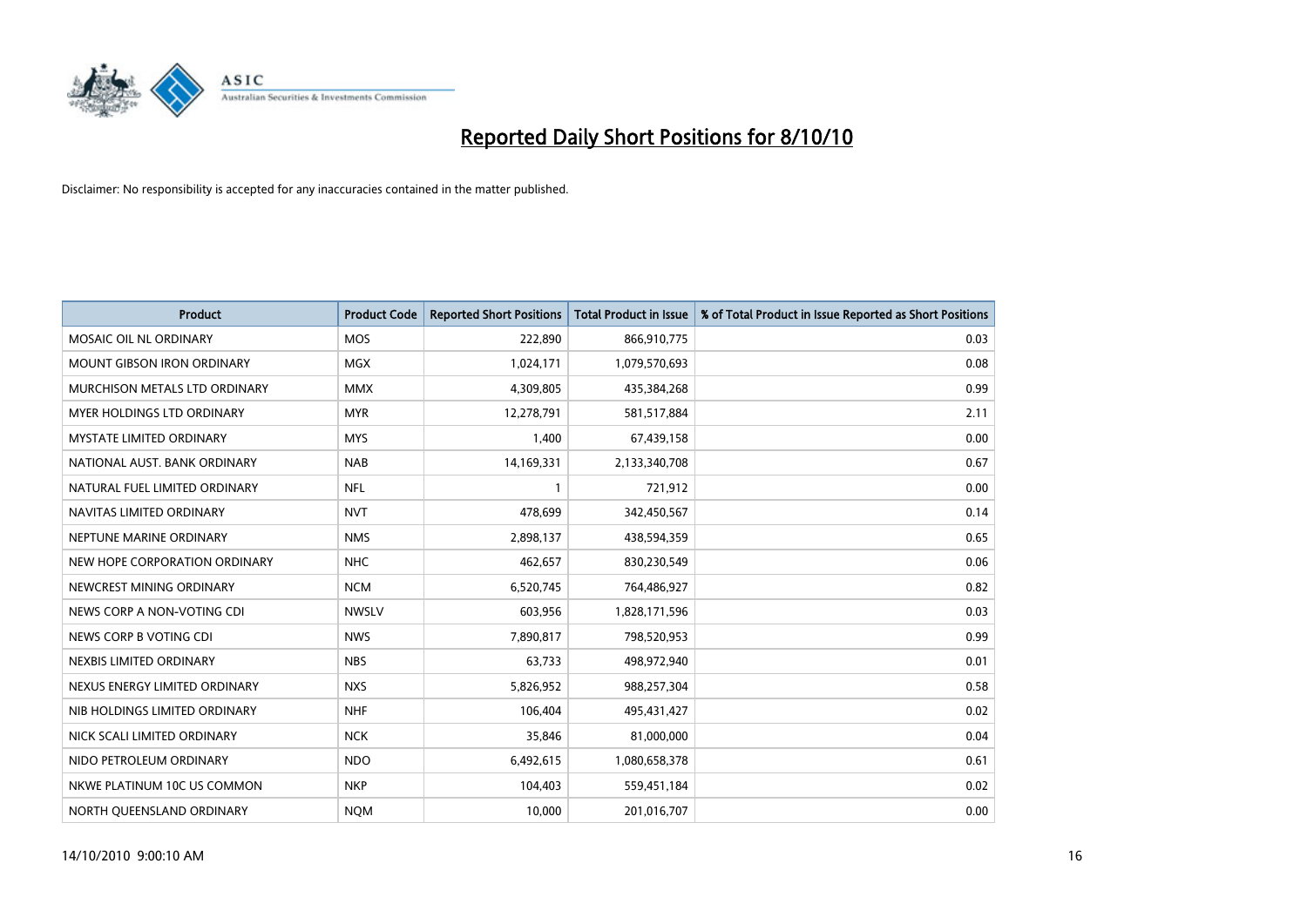# Reported Daily Short Positions for 8/10/10

Disclaimer: No responsibility is accepted for any inaccuracies contained in the matter published.

| Product | Product Code | Reported Short Positions | Total Product in Issue | % of Total Product in Issue Reported as Short Positions |
|---|---|---|---|---|
| MOSAIC OIL NL ORDINARY | MOS | 222,890 | 866,910,775 | 0.03 |
| MOUNT GIBSON IRON ORDINARY | MGX | 1,024,171 | 1,079,570,693 | 0.08 |
| MURCHISON METALS LTD ORDINARY | MMX | 4,309,805 | 435,384,268 | 0.99 |
| MYER HOLDINGS LTD ORDINARY | MYR | 12,278,791 | 581,517,884 | 2.11 |
| MYSTATE LIMITED ORDINARY | MYS | 1,400 | 67,439,158 | 0.00 |
| NATIONAL AUST. BANK ORDINARY | NAB | 14,169,331 | 2,133,340,708 | 0.67 |
| NATURAL FUEL LIMITED ORDINARY | NFL | 1 | 721,912 | 0.00 |
| NAVITAS LIMITED ORDINARY | NVT | 478,699 | 342,450,567 | 0.14 |
| NEPTUNE MARINE ORDINARY | NMS | 2,898,137 | 438,594,359 | 0.65 |
| NEW HOPE CORPORATION ORDINARY | NHC | 462,657 | 830,230,549 | 0.06 |
| NEWCREST MINING ORDINARY | NCM | 6,520,745 | 764,486,927 | 0.82 |
| NEWS CORP A NON-VOTING CDI | NWSLV | 603,956 | 1,828,171,596 | 0.03 |
| NEWS CORP B VOTING CDI | NWS | 7,890,817 | 798,520,953 | 0.99 |
| NEXBIS LIMITED ORDINARY | NBS | 63,733 | 498,972,940 | 0.01 |
| NEXUS ENERGY LIMITED ORDINARY | NXS | 5,826,952 | 988,257,304 | 0.58 |
| NIB HOLDINGS LIMITED ORDINARY | NHF | 106,404 | 495,431,427 | 0.02 |
| NICK SCALI LIMITED ORDINARY | NCK | 35,846 | 81,000,000 | 0.04 |
| NIDO PETROLEUM ORDINARY | NDO | 6,492,615 | 1,080,658,378 | 0.61 |
| NKWE PLATINUM 10C US COMMON | NKP | 104,403 | 559,451,184 | 0.02 |
| NORTH QUEENSLAND ORDINARY | NQM | 10,000 | 201,016,707 | 0.00 |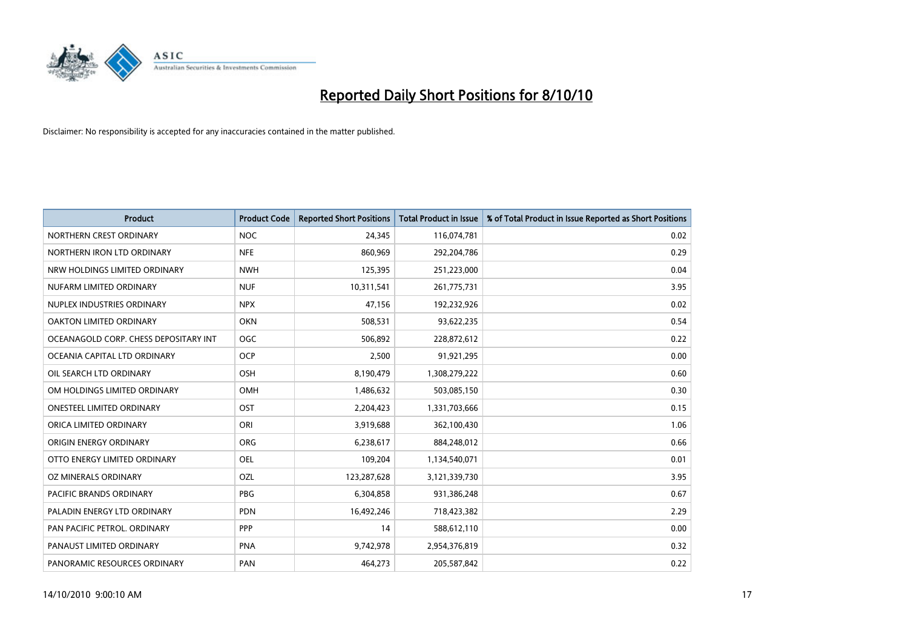# Reported Daily Short Positions for 8/10/10

Disclaimer: No responsibility is accepted for any inaccuracies contained in the matter published.

| Product | Product Code | Reported Short Positions | Total Product in Issue | % of Total Product in Issue Reported as Short Positions |
|---|---|---|---|---|
| NORTHERN CREST ORDINARY | NOC | 24,345 | 116,074,781 | 0.02 |
| NORTHERN IRON LTD ORDINARY | NFE | 860,969 | 292,204,786 | 0.29 |
| NRW HOLDINGS LIMITED ORDINARY | NWH | 125,395 | 251,223,000 | 0.04 |
| NUFARM LIMITED ORDINARY | NUF | 10,311,541 | 261,775,731 | 3.95 |
| NUPLEX INDUSTRIES ORDINARY | NPX | 47,156 | 192,232,926 | 0.02 |
| OAKTON LIMITED ORDINARY | OKN | 508,531 | 93,622,235 | 0.54 |
| OCEANAGOLD CORP. CHESS DEPOSITARY INT | OGC | 506,892 | 228,872,612 | 0.22 |
| OCEANIA CAPITAL LTD ORDINARY | OCP | 2,500 | 91,921,295 | 0.00 |
| OIL SEARCH LTD ORDINARY | OSH | 8,190,479 | 1,308,279,222 | 0.60 |
| OM HOLDINGS LIMITED ORDINARY | OMH | 1,486,632 | 503,085,150 | 0.30 |
| ONESTEEL LIMITED ORDINARY | OST | 2,204,423 | 1,331,703,666 | 0.15 |
| ORICA LIMITED ORDINARY | ORI | 3,919,688 | 362,100,430 | 1.06 |
| ORIGIN ENERGY ORDINARY | ORG | 6,238,617 | 884,248,012 | 0.66 |
| OTTO ENERGY LIMITED ORDINARY | OEL | 109,204 | 1,134,540,071 | 0.01 |
| OZ MINERALS ORDINARY | OZL | 123,287,628 | 3,121,339,730 | 3.95 |
| PACIFIC BRANDS ORDINARY | PBG | 6,304,858 | 931,386,248 | 0.67 |
| PALADIN ENERGY LTD ORDINARY | PDN | 16,492,246 | 718,423,382 | 2.29 |
| PAN PACIFIC PETROL. ORDINARY | PPP | 14 | 588,612,110 | 0.00 |
| PANAUST LIMITED ORDINARY | PNA | 9,742,978 | 2,954,376,819 | 0.32 |
| PANORAMIC RESOURCES ORDINARY | PAN | 464,273 | 205,587,842 | 0.22 |

14/10/2010 9:00:10 AM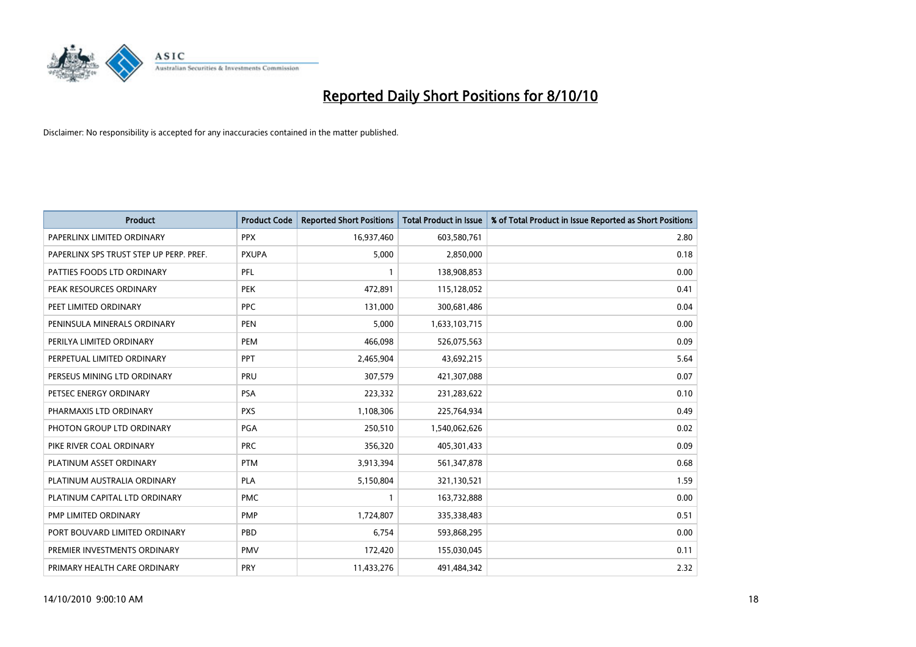# Reported Daily Short Positions for 8/10/10

Disclaimer: No responsibility is accepted for any inaccuracies contained in the matter published.

| Product | Product Code | Reported Short Positions | Total Product in Issue | % of Total Product in Issue Reported as Short Positions |
|---|---|---|---|---|
| PAPERLINX LIMITED ORDINARY | PPX | 16,937,460 | 603,580,761 | 2.80 |
| PAPERLINX SPS TRUST STEP UP PERP. PREF. | PXUPA | 5,000 | 2,850,000 | 0.18 |
| PATTIES FOODS LTD ORDINARY | PFL | 1 | 138,908,853 | 0.00 |
| PEAK RESOURCES ORDINARY | PEK | 472,891 | 115,128,052 | 0.41 |
| PEET LIMITED ORDINARY | PPC | 131,000 | 300,681,486 | 0.04 |
| PENINSULA MINERALS ORDINARY | PEN | 5,000 | 1,633,103,715 | 0.00 |
| PERILYA LIMITED ORDINARY | PEM | 466,098 | 526,075,563 | 0.09 |
| PERPETUAL LIMITED ORDINARY | PPT | 2,465,904 | 43,692,215 | 5.64 |
| PERSEUS MINING LTD ORDINARY | PRU | 307,579 | 421,307,088 | 0.07 |
| PETSEC ENERGY ORDINARY | PSA | 223,332 | 231,283,622 | 0.10 |
| PHARMAXIS LTD ORDINARY | PXS | 1,108,306 | 225,764,934 | 0.49 |
| PHOTON GROUP LTD ORDINARY | PGA | 250,510 | 1,540,062,626 | 0.02 |
| PIKE RIVER COAL ORDINARY | PRC | 356,320 | 405,301,433 | 0.09 |
| PLATINUM ASSET ORDINARY | PTM | 3,913,394 | 561,347,878 | 0.68 |
| PLATINUM AUSTRALIA ORDINARY | PLA | 5,150,804 | 321,130,521 | 1.59 |
| PLATINUM CAPITAL LTD ORDINARY | PMC | 1 | 163,732,888 | 0.00 |
| PMP LIMITED ORDINARY | PMP | 1,724,807 | 335,338,483 | 0.51 |
| PORT BOUVARD LIMITED ORDINARY | PBD | 6,754 | 593,868,295 | 0.00 |
| PREMIER INVESTMENTS ORDINARY | PMV | 172,420 | 155,030,045 | 0.11 |
| PRIMARY HEALTH CARE ORDINARY | PRY | 11,433,276 | 491,484,342 | 2.32 |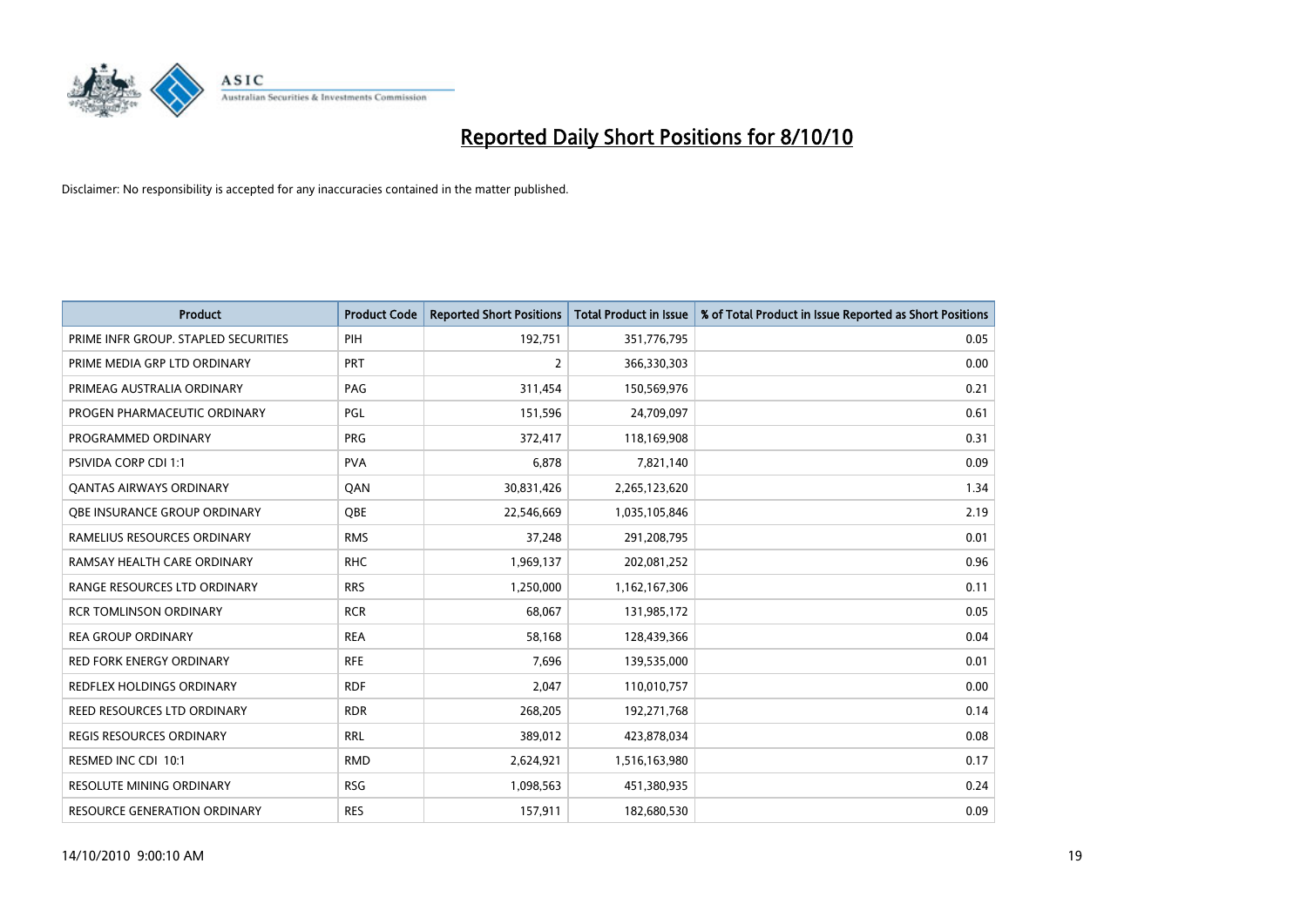# Reported Daily Short Positions for 8/10/10

Disclaimer: No responsibility is accepted for any inaccuracies contained in the matter published.

| Product | Product Code | Reported Short Positions | Total Product in Issue | % of Total Product in Issue Reported as Short Positions |
|---|---|---|---|---|
| PRIME INFR GROUP. STAPLED SECURITIES | PIH | 192,751 | 351,776,795 | 0.05 |
| PRIME MEDIA GRP LTD ORDINARY | PRT | 2 | 366,330,303 | 0.00 |
| PRIMEAG AUSTRALIA ORDINARY | PAG | 311,454 | 150,569,976 | 0.21 |
| PROGEN PHARMACEUTIC ORDINARY | PGL | 151,596 | 24,709,097 | 0.61 |
| PROGRAMMED ORDINARY | PRG | 372,417 | 118,169,908 | 0.31 |
| PSIVIDA CORP CDI 1:1 | PVA | 6,878 | 7,821,140 | 0.09 |
| QANTAS AIRWAYS ORDINARY | QAN | 30,831,426 | 2,265,123,620 | 1.34 |
| QBE INSURANCE GROUP ORDINARY | QBE | 22,546,669 | 1,035,105,846 | 2.19 |
| RAMELIUS RESOURCES ORDINARY | RMS | 37,248 | 291,208,795 | 0.01 |
| RAMSAY HEALTH CARE ORDINARY | RHC | 1,969,137 | 202,081,252 | 0.96 |
| RANGE RESOURCES LTD ORDINARY | RRS | 1,250,000 | 1,162,167,306 | 0.11 |
| RCR TOMLINSON ORDINARY | RCR | 68,067 | 131,985,172 | 0.05 |
| REA GROUP ORDINARY | REA | 58,168 | 128,439,366 | 0.04 |
| RED FORK ENERGY ORDINARY | RFE | 7,696 | 139,535,000 | 0.01 |
| REDFLEX HOLDINGS ORDINARY | RDF | 2,047 | 110,010,757 | 0.00 |
| REED RESOURCES LTD ORDINARY | RDR | 268,205 | 192,271,768 | 0.14 |
| REGIS RESOURCES ORDINARY | RRL | 389,012 | 423,878,034 | 0.08 |
| RESMED INC CDI 10:1 | RMD | 2,624,921 | 1,516,163,980 | 0.17 |
| RESOLUTE MINING ORDINARY | RSG | 1,098,563 | 451,380,935 | 0.24 |
| RESOURCE GENERATION ORDINARY | RES | 157,911 | 182,680,530 | 0.09 |

14/10/2010 9:00:10 AM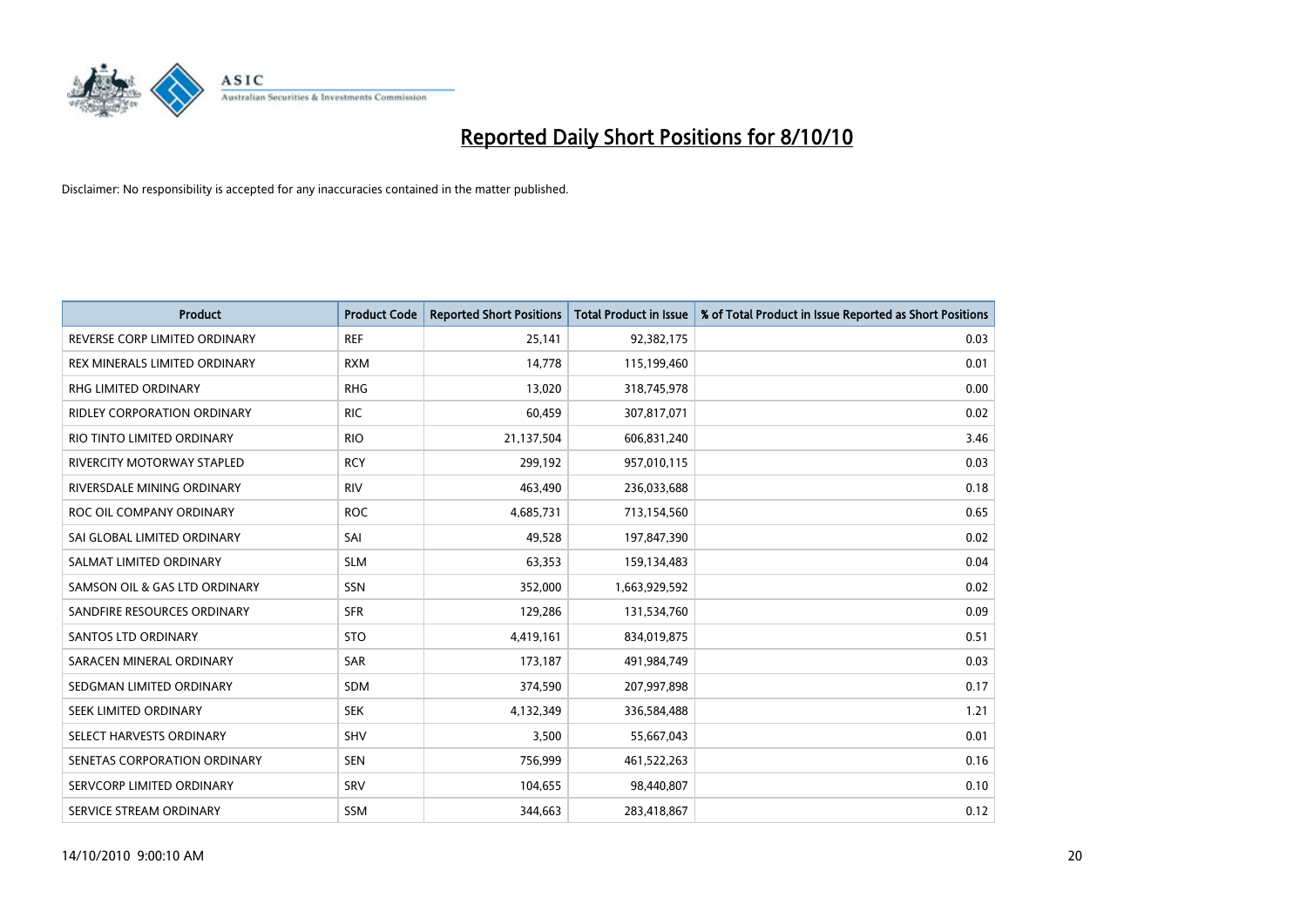# Reported Daily Short Positions for 8/10/10

Disclaimer: No responsibility is accepted for any inaccuracies contained in the matter published.

| Product | Product Code | Reported Short Positions | Total Product in Issue | % of Total Product in Issue Reported as Short Positions |
|---|---|---|---|---|
| REVERSE CORP LIMITED ORDINARY | REF | 25,141 | 92,382,175 | 0.03 |
| REX MINERALS LIMITED ORDINARY | RXM | 14,778 | 115,199,460 | 0.01 |
| RHG LIMITED ORDINARY | RHG | 13,020 | 318,745,978 | 0.00 |
| RIDLEY CORPORATION ORDINARY | RIC | 60,459 | 307,817,071 | 0.02 |
| RIO TINTO LIMITED ORDINARY | RIO | 21,137,504 | 606,831,240 | 3.46 |
| RIVERCITY MOTORWAY STAPLED | RCY | 299,192 | 957,010,115 | 0.03 |
| RIVERSDALE MINING ORDINARY | RIV | 463,490 | 236,033,688 | 0.18 |
| ROC OIL COMPANY ORDINARY | ROC | 4,685,731 | 713,154,560 | 0.65 |
| SAI GLOBAL LIMITED ORDINARY | SAI | 49,528 | 197,847,390 | 0.02 |
| SALMAT LIMITED ORDINARY | SLM | 63,353 | 159,134,483 | 0.04 |
| SAMSON OIL & GAS LTD ORDINARY | SSN | 352,000 | 1,663,929,592 | 0.02 |
| SANDFIRE RESOURCES ORDINARY | SFR | 129,286 | 131,534,760 | 0.09 |
| SANTOS LTD ORDINARY | STO | 4,419,161 | 834,019,875 | 0.51 |
| SARACEN MINERAL ORDINARY | SAR | 173,187 | 491,984,749 | 0.03 |
| SEDGMAN LIMITED ORDINARY | SDM | 374,590 | 207,997,898 | 0.17 |
| SEEK LIMITED ORDINARY | SEK | 4,132,349 | 336,584,488 | 1.21 |
| SELECT HARVESTS ORDINARY | SHV | 3,500 | 55,667,043 | 0.01 |
| SENETAS CORPORATION ORDINARY | SEN | 756,999 | 461,522,263 | 0.16 |
| SERVCORP LIMITED ORDINARY | SRV | 104,655 | 98,440,807 | 0.10 |
| SERVICE STREAM ORDINARY | SSM | 344,663 | 283,418,867 | 0.12 |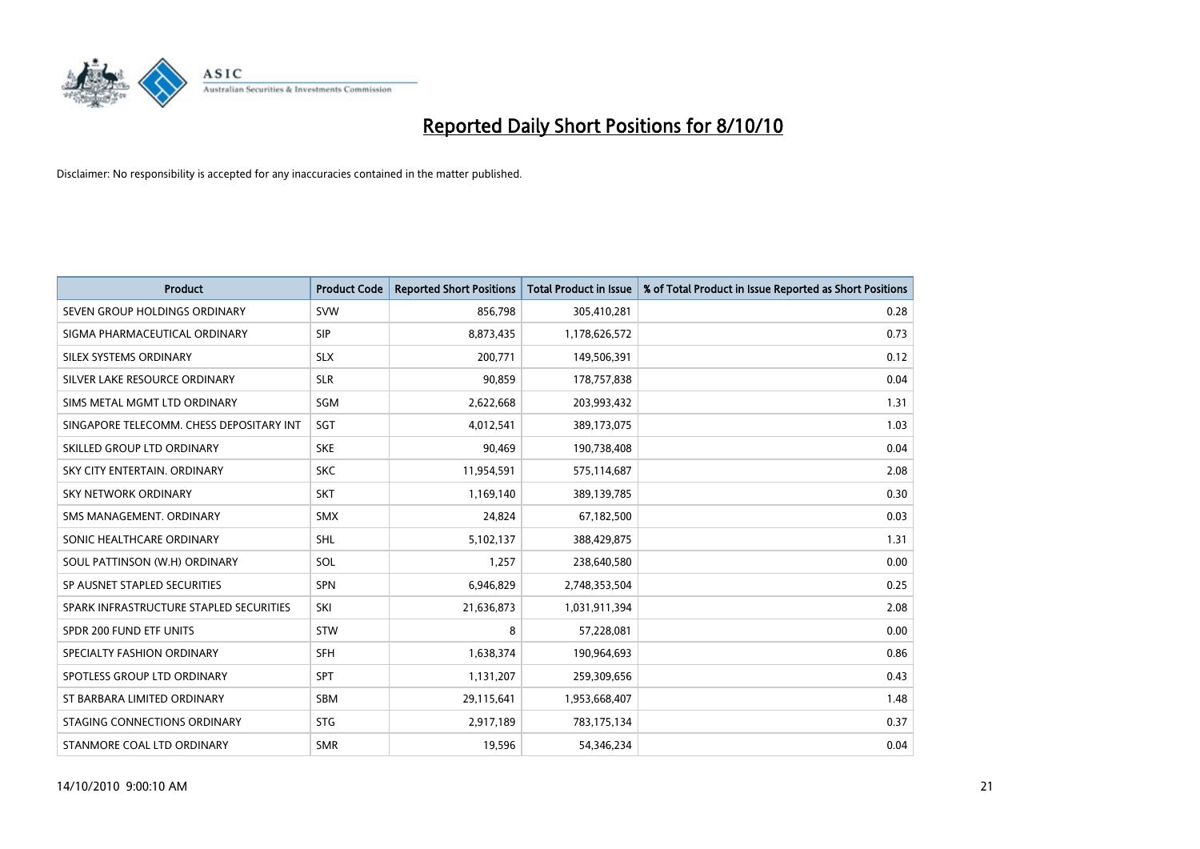# Reported Daily Short Positions for 8/10/10

Disclaimer: No responsibility is accepted for any inaccuracies contained in the matter published.

| Product | Product Code | Reported Short Positions | Total Product in Issue | % of Total Product in Issue Reported as Short Positions |
|---|---|---|---|---|
| SEVEN GROUP HOLDINGS ORDINARY | SVW | 856,798 | 305,410,281 | 0.28 |
| SIGMA PHARMACEUTICAL ORDINARY | SIP | 8,873,435 | 1,178,626,572 | 0.73 |
| SILEX SYSTEMS ORDINARY | SLX | 200,771 | 149,506,391 | 0.12 |
| SILVER LAKE RESOURCE ORDINARY | SLR | 90,859 | 178,757,838 | 0.04 |
| SIMS METAL MGMT LTD ORDINARY | SGM | 2,622,668 | 203,993,432 | 1.31 |
| SINGAPORE TELECOMM. CHESS DEPOSITARY INT | SGT | 4,012,541 | 389,173,075 | 1.03 |
| SKILLED GROUP LTD ORDINARY | SKE | 90,469 | 190,738,408 | 0.04 |
| SKY CITY ENTERTAIN. ORDINARY | SKC | 11,954,591 | 575,114,687 | 2.08 |
| SKY NETWORK ORDINARY | SKT | 1,169,140 | 389,139,785 | 0.30 |
| SMS MANAGEMENT. ORDINARY | SMX | 24,824 | 67,182,500 | 0.03 |
| SONIC HEALTHCARE ORDINARY | SHL | 5,102,137 | 388,429,875 | 1.31 |
| SOUL PATTINSON (W.H) ORDINARY | SOL | 1,257 | 238,640,580 | 0.00 |
| SP AUSNET STAPLED SECURITIES | SPN | 6,946,829 | 2,748,353,504 | 0.25 |
| SPARK INFRASTRUCTURE STAPLED SECURITIES | SKI | 21,636,873 | 1,031,911,394 | 2.08 |
| SPDR 200 FUND ETF UNITS | STW | 8 | 57,228,081 | 0.00 |
| SPECIALTY FASHION ORDINARY | SFH | 1,638,374 | 190,964,693 | 0.86 |
| SPOTLESS GROUP LTD ORDINARY | SPT | 1,131,207 | 259,309,656 | 0.43 |
| ST BARBARA LIMITED ORDINARY | SBM | 29,115,641 | 1,953,668,407 | 1.48 |
| STAGING CONNECTIONS ORDINARY | STG | 2,917,189 | 783,175,134 | 0.37 |
| STANMORE COAL LTD ORDINARY | SMR | 19,596 | 54,346,234 | 0.04 |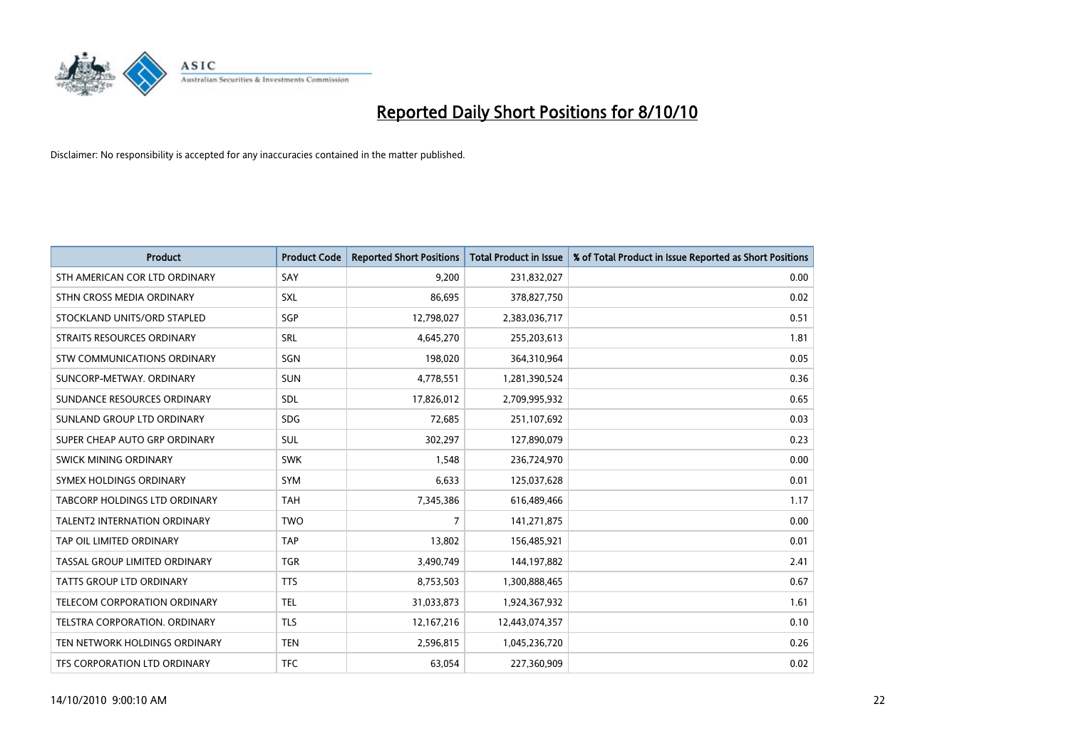# Reported Daily Short Positions for 8/10/10

Disclaimer: No responsibility is accepted for any inaccuracies contained in the matter published.

| Product | Product Code | Reported Short Positions | Total Product in Issue | % of Total Product in Issue Reported as Short Positions |
|---|---|---|---|---|
| STH AMERICAN COR LTD ORDINARY | SAY | 9,200 | 231,832,027 | 0.00 |
| STHN CROSS MEDIA ORDINARY | SXL | 86,695 | 378,827,750 | 0.02 |
| STOCKLAND UNITS/ORD STAPLED | SGP | 12,798,027 | 2,383,036,717 | 0.51 |
| STRAITS RESOURCES ORDINARY | SRL | 4,645,270 | 255,203,613 | 1.81 |
| STW COMMUNICATIONS ORDINARY | SGN | 198,020 | 364,310,964 | 0.05 |
| SUNCORP-METWAY. ORDINARY | SUN | 4,778,551 | 1,281,390,524 | 0.36 |
| SUNDANCE RESOURCES ORDINARY | SDL | 17,826,012 | 2,709,995,932 | 0.65 |
| SUNLAND GROUP LTD ORDINARY | SDG | 72,685 | 251,107,692 | 0.03 |
| SUPER CHEAP AUTO GRP ORDINARY | SUL | 302,297 | 127,890,079 | 0.23 |
| SWICK MINING ORDINARY | SWK | 1,548 | 236,724,970 | 0.00 |
| SYMEX HOLDINGS ORDINARY | SYM | 6,633 | 125,037,628 | 0.01 |
| TABCORP HOLDINGS LTD ORDINARY | TAH | 7,345,386 | 616,489,466 | 1.17 |
| TALENT2 INTERNATION ORDINARY | TWO | 7 | 141,271,875 | 0.00 |
| TAP OIL LIMITED ORDINARY | TAP | 13,802 | 156,485,921 | 0.01 |
| TASSAL GROUP LIMITED ORDINARY | TGR | 3,490,749 | 144,197,882 | 2.41 |
| TATTS GROUP LTD ORDINARY | TTS | 8,753,503 | 1,300,888,465 | 0.67 |
| TELECOM CORPORATION ORDINARY | TEL | 31,033,873 | 1,924,367,932 | 1.61 |
| TELSTRA CORPORATION. ORDINARY | TLS | 12,167,216 | 12,443,074,357 | 0.10 |
| TEN NETWORK HOLDINGS ORDINARY | TEN | 2,596,815 | 1,045,236,720 | 0.26 |
| TFS CORPORATION LTD ORDINARY | TFC | 63,054 | 227,360,909 | 0.02 |

14/10/2010 9:00:10 AM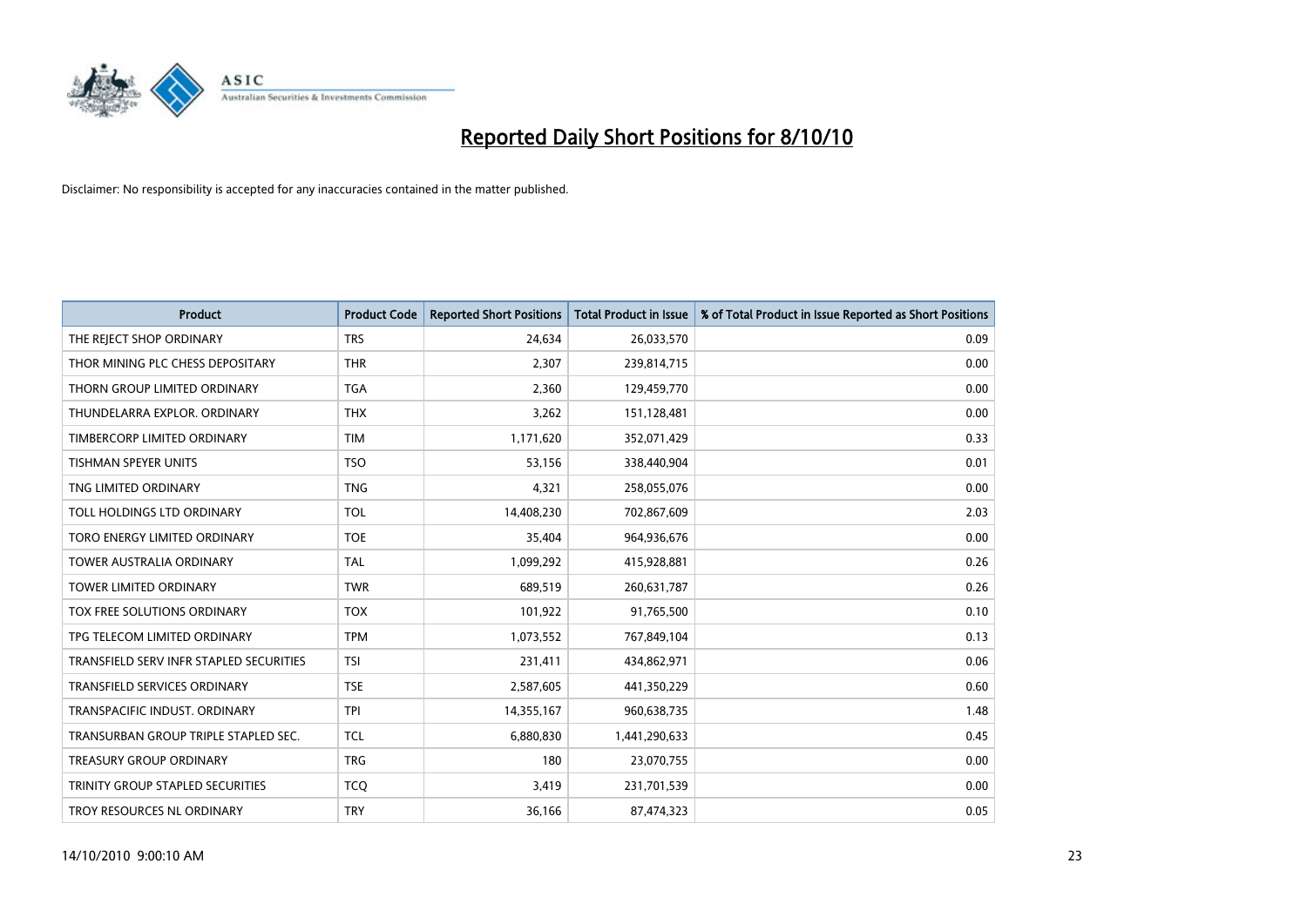# Reported Daily Short Positions for 8/10/10

Disclaimer: No responsibility is accepted for any inaccuracies contained in the matter published.

| Product | Product Code | Reported Short Positions | Total Product in Issue | % of Total Product in Issue Reported as Short Positions |
|---|---|---|---|---|
| THE REJECT SHOP ORDINARY | TRS | 24,634 | 26,033,570 | 0.09 |
| THOR MINING PLC CHESS DEPOSITARY | THR | 2,307 | 239,814,715 | 0.00 |
| THORN GROUP LIMITED ORDINARY | TGA | 2,360 | 129,459,770 | 0.00 |
| THUNDELARRA EXPLOR. ORDINARY | THX | 3,262 | 151,128,481 | 0.00 |
| TIMBERCORP LIMITED ORDINARY | TIM | 1,171,620 | 352,071,429 | 0.33 |
| TISHMAN SPEYER UNITS | TSO | 53,156 | 338,440,904 | 0.01 |
| TNG LIMITED ORDINARY | TNG | 4,321 | 258,055,076 | 0.00 |
| TOLL HOLDINGS LTD ORDINARY | TOL | 14,408,230 | 702,867,609 | 2.03 |
| TORO ENERGY LIMITED ORDINARY | TOE | 35,404 | 964,936,676 | 0.00 |
| TOWER AUSTRALIA ORDINARY | TAL | 1,099,292 | 415,928,881 | 0.26 |
| TOWER LIMITED ORDINARY | TWR | 689,519 | 260,631,787 | 0.26 |
| TOX FREE SOLUTIONS ORDINARY | TOX | 101,922 | 91,765,500 | 0.10 |
| TPG TELECOM LIMITED ORDINARY | TPM | 1,073,552 | 767,849,104 | 0.13 |
| TRANSFIELD SERV INFR STAPLED SECURITIES | TSI | 231,411 | 434,862,971 | 0.06 |
| TRANSFIELD SERVICES ORDINARY | TSE | 2,587,605 | 441,350,229 | 0.60 |
| TRANSPACIFIC INDUST. ORDINARY | TPI | 14,355,167 | 960,638,735 | 1.48 |
| TRANSURBAN GROUP TRIPLE STAPLED SEC. | TCL | 6,880,830 | 1,441,290,633 | 0.45 |
| TREASURY GROUP ORDINARY | TRG | 180 | 23,070,755 | 0.00 |
| TRINITY GROUP STAPLED SECURITIES | TCQ | 3,419 | 231,701,539 | 0.00 |
| TROY RESOURCES NL ORDINARY | TRY | 36,166 | 87,474,323 | 0.05 |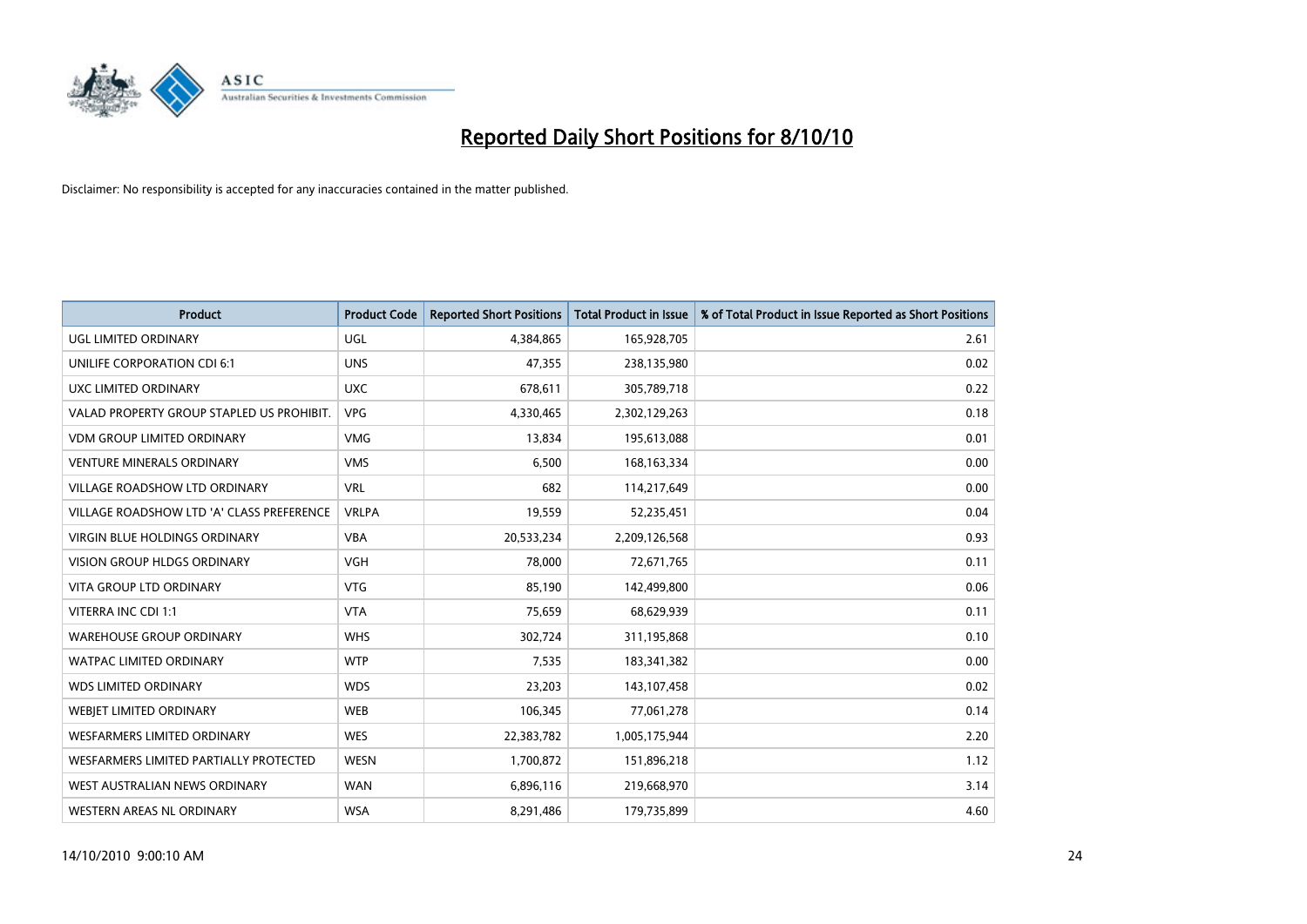# Reported Daily Short Positions for 8/10/10

Disclaimer: No responsibility is accepted for any inaccuracies contained in the matter published.

| Product | Product Code | Reported Short Positions | Total Product in Issue | % of Total Product in Issue Reported as Short Positions |
|---|---|---|---|---|
| UGL LIMITED ORDINARY | UGL | 4,384,865 | 165,928,705 | 2.61 |
| UNILIFE CORPORATION CDI 6:1 | UNS | 47,355 | 238,135,980 | 0.02 |
| UXC LIMITED ORDINARY | UXC | 678,611 | 305,789,718 | 0.22 |
| VALAD PROPERTY GROUP STAPLED US PROHIBIT. | VPG | 4,330,465 | 2,302,129,263 | 0.18 |
| VDM GROUP LIMITED ORDINARY | VMG | 13,834 | 195,613,088 | 0.01 |
| VENTURE MINERALS ORDINARY | VMS | 6,500 | 168,163,334 | 0.00 |
| VILLAGE ROADSHOW LTD ORDINARY | VRL | 682 | 114,217,649 | 0.00 |
| VILLAGE ROADSHOW LTD 'A' CLASS PREFERENCE | VRLPA | 19,559 | 52,235,451 | 0.04 |
| VIRGIN BLUE HOLDINGS ORDINARY | VBA | 20,533,234 | 2,209,126,568 | 0.93 |
| VISION GROUP HLDGS ORDINARY | VGH | 78,000 | 72,671,765 | 0.11 |
| VITA GROUP LTD ORDINARY | VTG | 85,190 | 142,499,800 | 0.06 |
| VITERRA INC CDI 1:1 | VTA | 75,659 | 68,629,939 | 0.11 |
| WAREHOUSE GROUP ORDINARY | WHS | 302,724 | 311,195,868 | 0.10 |
| WATPAC LIMITED ORDINARY | WTP | 7,535 | 183,341,382 | 0.00 |
| WDS LIMITED ORDINARY | WDS | 23,203 | 143,107,458 | 0.02 |
| WEBJET LIMITED ORDINARY | WEB | 106,345 | 77,061,278 | 0.14 |
| WESFARMERS LIMITED ORDINARY | WES | 22,383,782 | 1,005,175,944 | 2.20 |
| WESFARMERS LIMITED PARTIALLY PROTECTED | WESN | 1,700,872 | 151,896,218 | 1.12 |
| WEST AUSTRALIAN NEWS ORDINARY | WAN | 6,896,116 | 219,668,970 | 3.14 |
| WESTERN AREAS NL ORDINARY | WSA | 8,291,486 | 179,735,899 | 4.60 |

14/10/2010 9:00:10 AM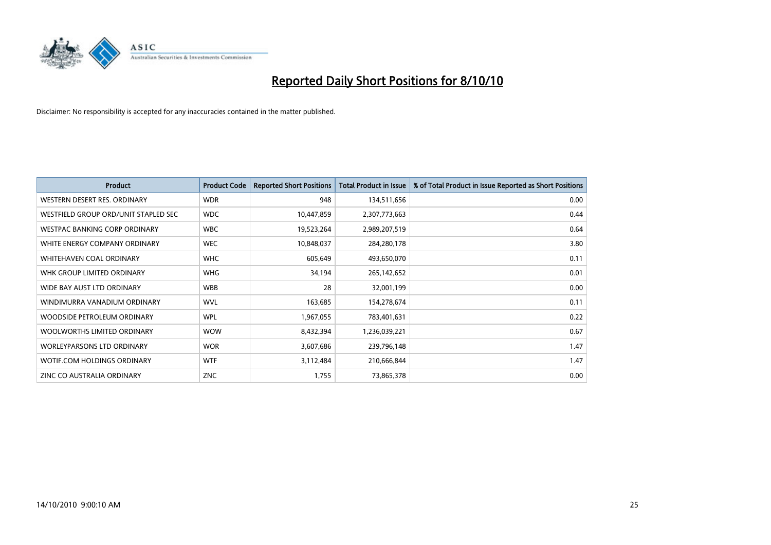# Reported Daily Short Positions for 8/10/10

Disclaimer: No responsibility is accepted for any inaccuracies contained in the matter published.

| Product | Product Code | Reported Short Positions | Total Product in Issue | % of Total Product in Issue Reported as Short Positions |
|---|---|---|---|---|
| WESTERN DESERT RES. ORDINARY | WDR | 948 | 134,511,656 | 0.00 |
| WESTFIELD GROUP ORD/UNIT STAPLED SEC | WDC | 10,447,859 | 2,307,773,663 | 0.44 |
| WESTPAC BANKING CORP ORDINARY | WBC | 19,523,264 | 2,989,207,519 | 0.64 |
| WHITE ENERGY COMPANY ORDINARY | WEC | 10,848,037 | 284,280,178 | 3.80 |
| WHITEHAVEN COAL ORDINARY | WHC | 605,649 | 493,650,070 | 0.11 |
| WHK GROUP LIMITED ORDINARY | WHG | 34,194 | 265,142,652 | 0.01 |
| WIDE BAY AUST LTD ORDINARY | WBB | 28 | 32,001,199 | 0.00 |
| WINDIMURRA VANADIUM ORDINARY | WVL | 163,685 | 154,278,674 | 0.11 |
| WOODSIDE PETROLEUM ORDINARY | WPL | 1,967,055 | 783,401,631 | 0.22 |
| WOOLWORTHS LIMITED ORDINARY | WOW | 8,432,394 | 1,236,039,221 | 0.67 |
| WORLEYPARSONS LTD ORDINARY | WOR | 3,607,686 | 239,796,148 | 1.47 |
| WOTIF.COM HOLDINGS ORDINARY | WTF | 3,112,484 | 210,666,844 | 1.47 |
| ZINC CO AUSTRALIA ORDINARY | ZNC | 1,755 | 73,865,378 | 0.00 |

14/10/2010 9:00:10 AM